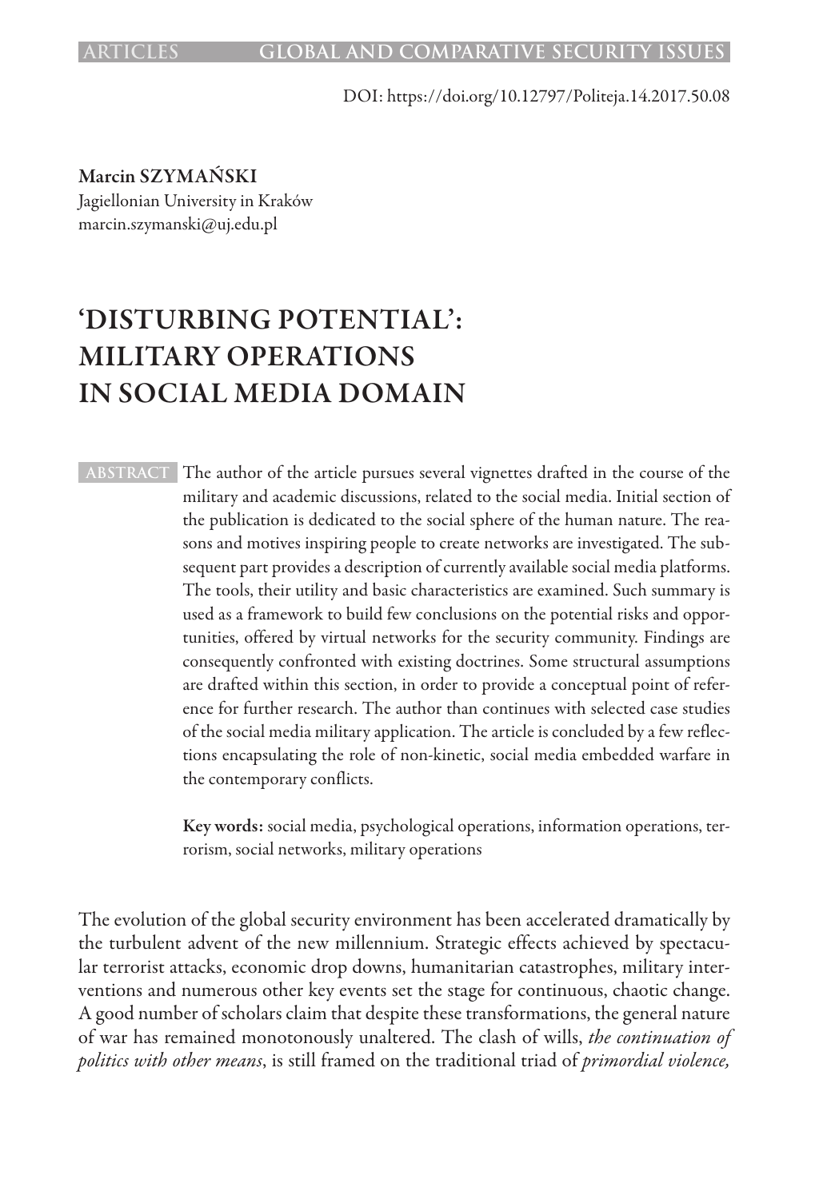DOI: https://doi.org/10.12797/Politeja.14.2017.50.08

**Marcin SZYMAŃSKI**
Jagiellonian University in Kraków
marcin.szymanski@uj.edu.pl

# 'DISTURBING POTENTIAL': MILITARY OPERATIONS IN SOCIAL MEDIA DOMAIN

**ABSTRACT** The author of the article pursues several vignettes drafted in the course of the military and academic discussions, related to the social media. Initial section of the publication is dedicated to the social sphere of the human nature. The reasons and motives inspiring people to create networks are investigated. The subsequent part provides a description of currently available social media platforms. The tools, their utility and basic characteristics are examined. Such summary is used as a framework to build few conclusions on the potential risks and opportunities, offered by virtual networks for the security community. Findings are consequently confronted with existing doctrines. Some structural assumptions are drafted within this section, in order to provide a conceptual point of reference for further research. The author than continues with selected case studies of the social media military application. The article is concluded by a few reflections encapsulating the role of non-kinetic, social media embedded warfare in the contemporary conflicts.

**Key words:** social media, psychological operations, information operations, terrorism, social networks, military operations

The evolution of the global security environment has been accelerated dramatically by the turbulent advent of the new millennium. Strategic effects achieved by spectacular terrorist attacks, economic drop downs, humanitarian catastrophes, military interventions and numerous other key events set the stage for continuous, chaotic change. A good number of scholars claim that despite these transformations, the general nature of war has remained monotonously unaltered. The clash of wills, *the continuation of politics with other means*, is still framed on the traditional triad of *primordial violence,*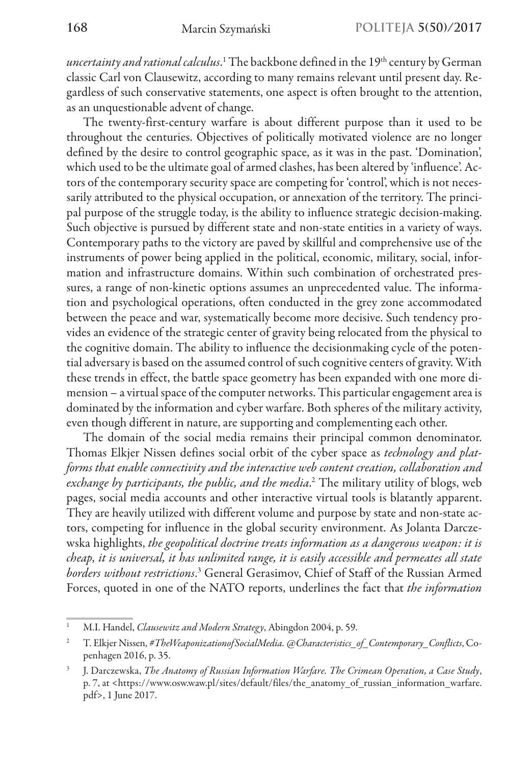*uncertainty and rational calculus*.[1] The backbone defined in the 19th century by German classic Carl von Clausewitz, according to many remains relevant until present day. Regardless of such conservative statements, one aspect is often brought to the attention, as an unquestionable advent of change.

The twenty-first-century warfare is about different purpose than it used to be throughout the centuries. Objectives of politically motivated violence are no longer defined by the desire to control geographic space, as it was in the past. 'Domination', which used to be the ultimate goal of armed clashes, has been altered by 'influence'. Actors of the contemporary security space are competing for 'control', which is not necessarily attributed to the physical occupation, or annexation of the territory. The principal purpose of the struggle today, is the ability to influence strategic decision-making. Such objective is pursued by different state and non-state entities in a variety of ways. Contemporary paths to the victory are paved by skillful and comprehensive use of the instruments of power being applied in the political, economic, military, social, information and infrastructure domains. Within such combination of orchestrated pressures, a range of non-kinetic options assumes an unprecedented value. The information and psychological operations, often conducted in the grey zone accommodated between the peace and war, systematically become more decisive. Such tendency provides an evidence of the strategic center of gravity being relocated from the physical to the cognitive domain. The ability to influence the decisionmaking cycle of the potential adversary is based on the assumed control of such cognitive centers of gravity. With these trends in effect, the battle space geometry has been expanded with one more dimension – a virtual space of the computer networks. This particular engagement area is dominated by the information and cyber warfare. Both spheres of the military activity, even though different in nature, are supporting and complementing each other.

The domain of the social media remains their principal common denominator. Thomas Elkjer Nissen defines social orbit of the cyber space as *technology and platforms that enable connectivity and the interactive web content creation, collaboration and exchange by participants, the public, and the media*.[2] The military utility of blogs, web pages, social media accounts and other interactive virtual tools is blatantly apparent. They are heavily utilized with different volume and purpose by state and non-state actors, competing for influence in the global security environment. As Jolanta Darczewska highlights, *the geopolitical doctrine treats information as a dangerous weapon: it is cheap, it is universal, it has unlimited range, it is easily accessible and permeates all state borders without restrictions*.[3] General Gerasimov, Chief of Staff of the Russian Armed Forces, quoted in one of the NATO reports, underlines the fact that *the information*

---

[1] M.I. Handel, *Clausewitz and Modern Strategy*, Abingdon 2004, p. 59.

[2] T. Elkjer Nissen, *#TheWeaponizationofSocialMedia. @Characteristics_of_Contemporary_Conflicts*, Copenhagen 2016, p. 35.

[3] J. Darczewska, *The Anatomy of Russian Information Warfare. The Crimean Operation, a Case Study*, p. 7, at <https://www.osw.waw.pl/sites/default/files/the_anatomy_of_russian_information_warfare.pdf>, 1 June 2017.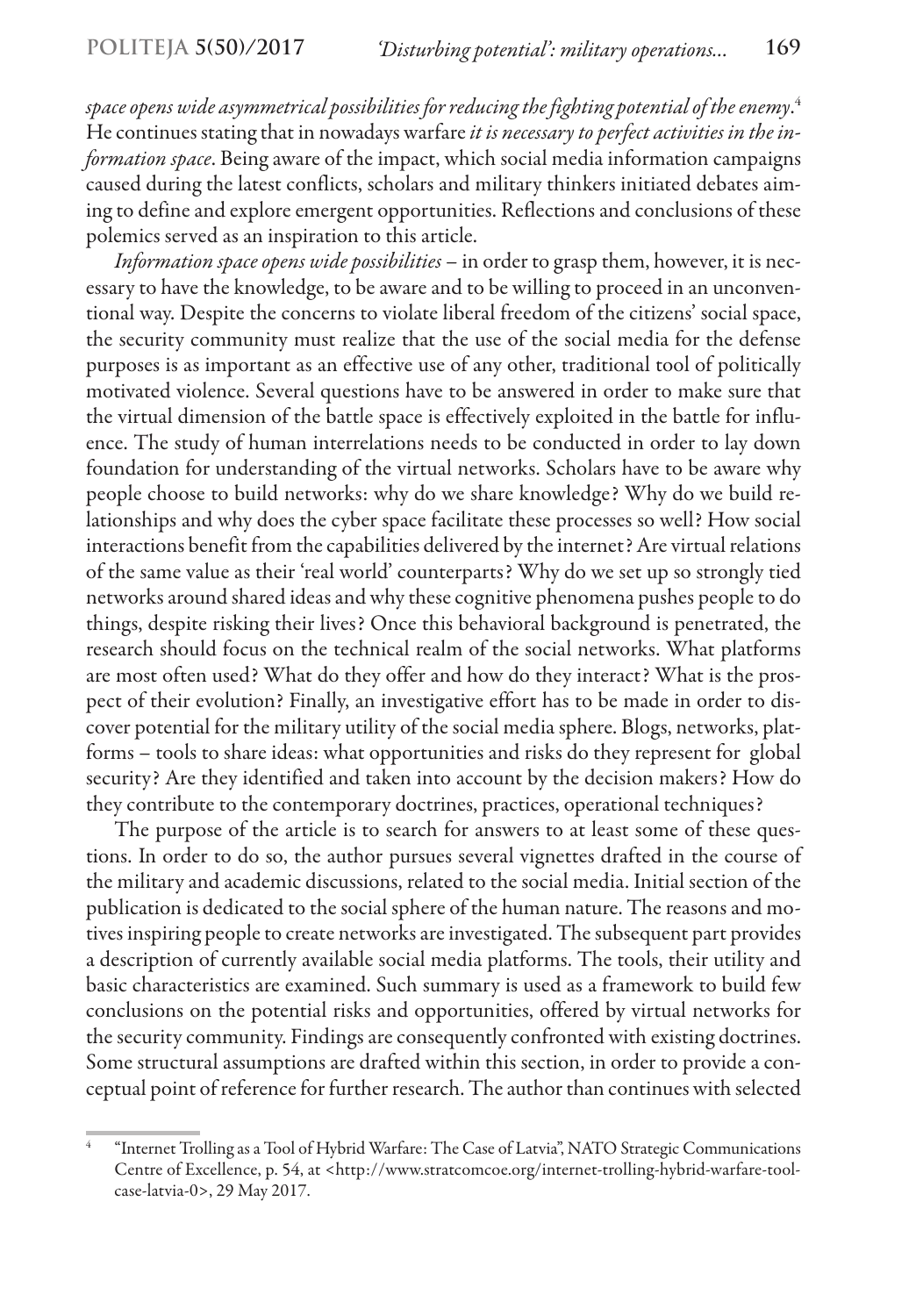*space opens wide asymmetrical possibilities for reducing the fighting potential of the enemy*.[4] He continues stating that in nowadays warfare *it is necessary to perfect activities in the information space*. Being aware of the impact, which social media information campaigns caused during the latest conflicts, scholars and military thinkers initiated debates aiming to define and explore emergent opportunities. Reflections and conclusions of these polemics served as an inspiration to this article.

*Information space opens wide possibilities* – in order to grasp them, however, it is necessary to have the knowledge, to be aware and to be willing to proceed in an unconventional way. Despite the concerns to violate liberal freedom of the citizens' social space, the security community must realize that the use of the social media for the defense purposes is as important as an effective use of any other, traditional tool of politically motivated violence. Several questions have to be answered in order to make sure that the virtual dimension of the battle space is effectively exploited in the battle for influence. The study of human interrelations needs to be conducted in order to lay down foundation for understanding of the virtual networks. Scholars have to be aware why people choose to build networks: why do we share knowledge? Why do we build relationships and why does the cyber space facilitate these processes so well? How social interactions benefit from the capabilities delivered by the internet? Are virtual relations of the same value as their 'real world' counterparts? Why do we set up so strongly tied networks around shared ideas and why these cognitive phenomena pushes people to do things, despite risking their lives? Once this behavioral background is penetrated, the research should focus on the technical realm of the social networks. What platforms are most often used? What do they offer and how do they interact? What is the prospect of their evolution? Finally, an investigative effort has to be made in order to discover potential for the military utility of the social media sphere. Blogs, networks, platforms – tools to share ideas: what opportunities and risks do they represent for global security? Are they identified and taken into account by the decision makers? How do they contribute to the contemporary doctrines, practices, operational techniques?

The purpose of the article is to search for answers to at least some of these questions. In order to do so, the author pursues several vignettes drafted in the course of the military and academic discussions, related to the social media. Initial section of the publication is dedicated to the social sphere of the human nature. The reasons and motives inspiring people to create networks are investigated. The subsequent part provides a description of currently available social media platforms. The tools, their utility and basic characteristics are examined. Such summary is used as a framework to build few conclusions on the potential risks and opportunities, offered by virtual networks for the security community. Findings are consequently confronted with existing doctrines. Some structural assumptions are drafted within this section, in order to provide a conceptual point of reference for further research. The author than continues with selected

---

[4] "Internet Trolling as a Tool of Hybrid Warfare: The Case of Latvia", NATO Strategic Communications Centre of Excellence, p. 54, at <http://www.stratcomcoe.org/internet-trolling-hybrid-warfare-tool-case-latvia-0>, 29 May 2017.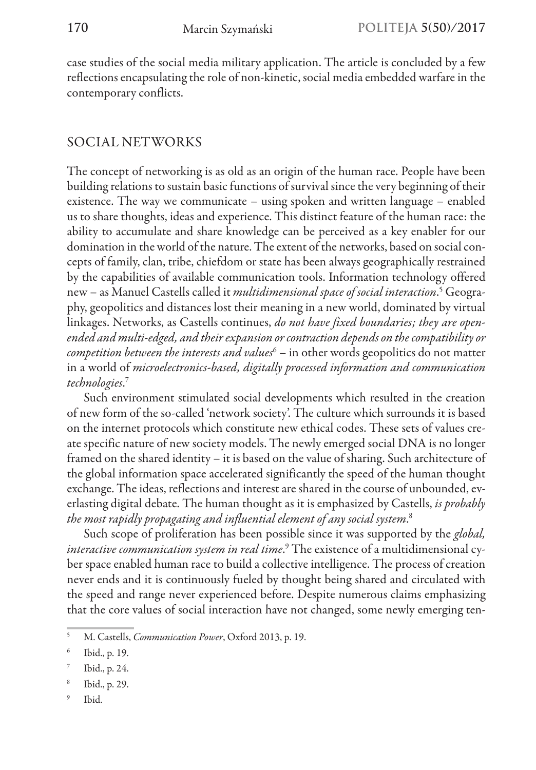case studies of the social media military application. The article is concluded by a few reflections encapsulating the role of non-kinetic, social media embedded warfare in the contemporary conflicts.

## SOCIAL NETWORKS

The concept of networking is as old as an origin of the human race. People have been building relations to sustain basic functions of survival since the very beginning of their existence. The way we communicate – using spoken and written language – enabled us to share thoughts, ideas and experience. This distinct feature of the human race: the ability to accumulate and share knowledge can be perceived as a key enabler for our domination in the world of the nature. The extent of the networks, based on social concepts of family, clan, tribe, chiefdom or state has been always geographically restrained by the capabilities of available communication tools. Information technology offered new – as Manuel Castells called it *multidimensional space of social interaction*.[5] Geography, geopolitics and distances lost their meaning in a new world, dominated by virtual linkages. Networks, as Castells continues, *do not have fixed boundaries; they are open-ended and multi-edged, and their expansion or contraction depends on the compatibility or competition between the interests and values*[6] – in other words geopolitics do not matter in a world of *microelectronics-based, digitally processed information and communication technologies*.[7]

Such environment stimulated social developments which resulted in the creation of new form of the so-called 'network society'. The culture which surrounds it is based on the internet protocols which constitute new ethical codes. These sets of values create specific nature of new society models. The newly emerged social DNA is no longer framed on the shared identity – it is based on the value of sharing. Such architecture of the global information space accelerated significantly the speed of the human thought exchange. The ideas, reflections and interest are shared in the course of unbounded, everlasting digital debate. The human thought as it is emphasized by Castells, *is probably the most rapidly propagating and influential element of any social system*.[8]

Such scope of proliferation has been possible since it was supported by the *global, interactive communication system in real time*.[9] The existence of a multidimensional cyber space enabled human race to build a collective intelligence. The process of creation never ends and it is continuously fueled by thought being shared and circulated with the speed and range never experienced before. Despite numerous claims emphasizing that the core values of social interaction have not changed, some newly emerging ten-

---

[5] M. Castells, *Communication Power*, Oxford 2013, p. 19.

[6] Ibid., p. 19.

[7] Ibid., p. 24.

[8] Ibid., p. 29.

[9] Ibid.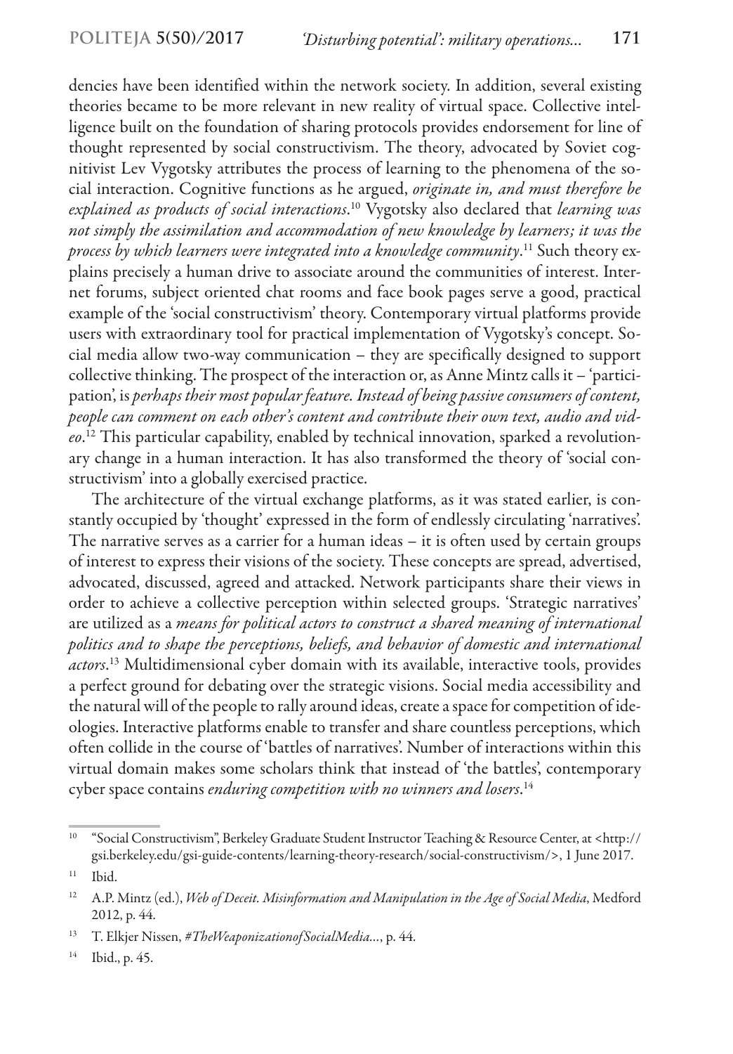dencies have been identified within the network society. In addition, several existing theories became to be more relevant in new reality of virtual space. Collective intelligence built on the foundation of sharing protocols provides endorsement for line of thought represented by social constructivism. The theory, advocated by Soviet cognitivist Lev Vygotsky attributes the process of learning to the phenomena of the social interaction. Cognitive functions as he argued, *originate in, and must therefore be explained as products of social interactions*.[10] Vygotsky also declared that *learning was not simply the assimilation and accommodation of new knowledge by learners; it was the process by which learners were integrated into a knowledge community*.[11] Such theory explains precisely a human drive to associate around the communities of interest. Internet forums, subject oriented chat rooms and face book pages serve a good, practical example of the 'social constructivism' theory. Contemporary virtual platforms provide users with extraordinary tool for practical implementation of Vygotsky's concept. Social media allow two-way communication – they are specifically designed to support collective thinking. The prospect of the interaction or, as Anne Mintz calls it – 'participation', is *perhaps their most popular feature. Instead of being passive consumers of content, people can comment on each other's content and contribute their own text, audio and video*.[12] This particular capability, enabled by technical innovation, sparked a revolutionary change in a human interaction. It has also transformed the theory of 'social constructivism' into a globally exercised practice.

The architecture of the virtual exchange platforms, as it was stated earlier, is constantly occupied by 'thought' expressed in the form of endlessly circulating 'narratives'. The narrative serves as a carrier for a human ideas – it is often used by certain groups of interest to express their visions of the society. These concepts are spread, advertised, advocated, discussed, agreed and attacked. Network participants share their views in order to achieve a collective perception within selected groups. 'Strategic narratives' are utilized as a *means for political actors to construct a shared meaning of international politics and to shape the perceptions, beliefs, and behavior of domestic and international actors*.[13] Multidimensional cyber domain with its available, interactive tools, provides a perfect ground for debating over the strategic visions. Social media accessibility and the natural will of the people to rally around ideas, create a space for competition of ideologies. Interactive platforms enable to transfer and share countless perceptions, which often collide in the course of 'battles of narratives'. Number of interactions within this virtual domain makes some scholars think that instead of 'the battles', contemporary cyber space contains *enduring competition with no winners and losers*.[14]

---

[10] "Social Constructivism", Berkeley Graduate Student Instructor Teaching & Resource Center, at <http://gsi.berkeley.edu/gsi-guide-contents/learning-theory-research/social-constructivism/>, 1 June 2017.

[11] Ibid.

[12] A.P. Mintz (ed.), *Web of Deceit. Misinformation and Manipulation in the Age of Social Media*, Medford 2012, p. 44.

[13] T. Elkjer Nissen, *#TheWeaponizationofSocialMedia*..., p. 44.

[14] Ibid., p. 45.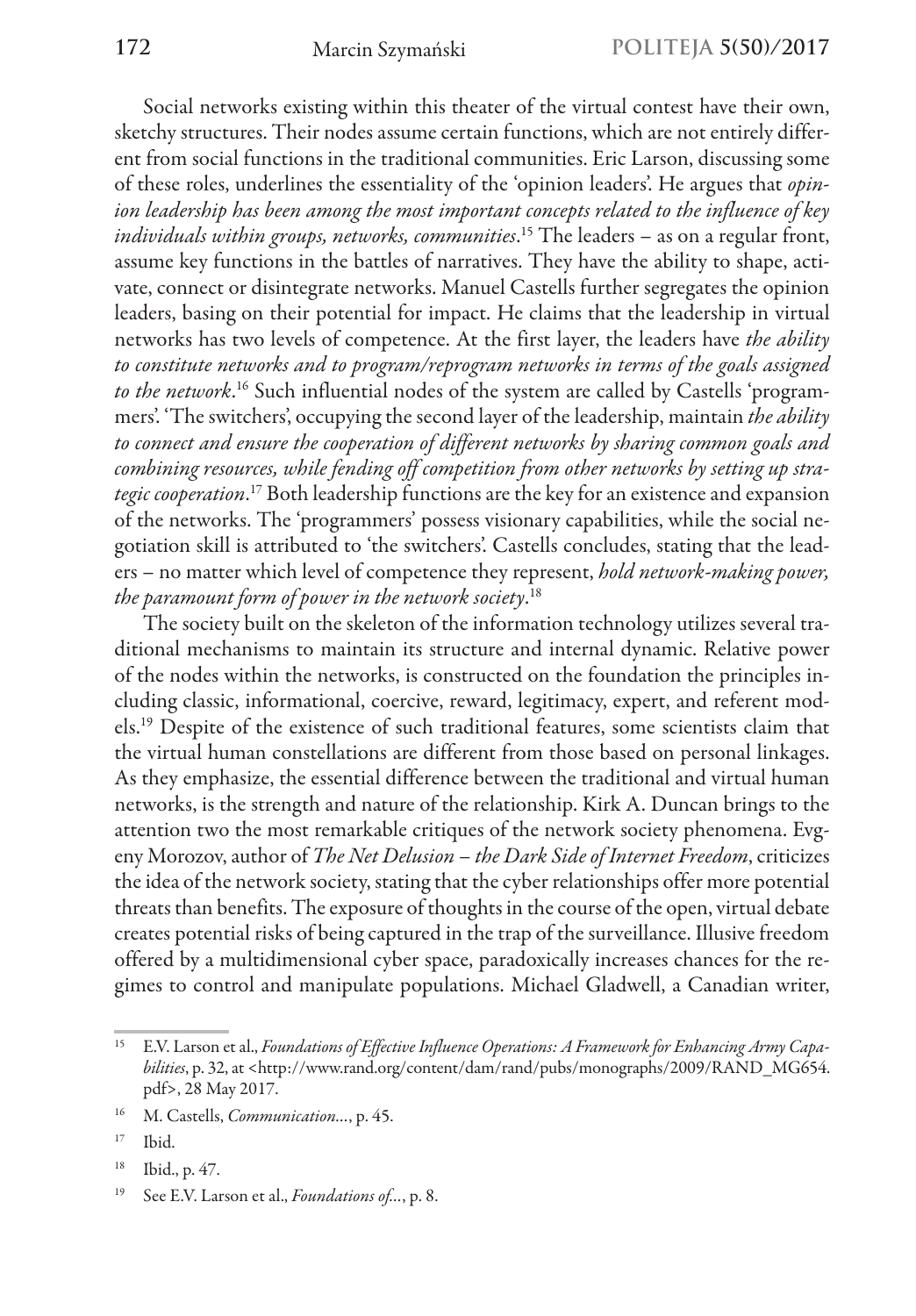Social networks existing within this theater of the virtual contest have their own, sketchy structures. Their nodes assume certain functions, which are not entirely different from social functions in the traditional communities. Eric Larson, discussing some of these roles, underlines the essentiality of the 'opinion leaders'. He argues that *opinion leadership has been among the most important concepts related to the influence of key individuals within groups, networks, communities*.[15] The leaders – as on a regular front, assume key functions in the battles of narratives. They have the ability to shape, activate, connect or disintegrate networks. Manuel Castells further segregates the opinion leaders, basing on their potential for impact. He claims that the leadership in virtual networks has two levels of competence. At the first layer, the leaders have *the ability to constitute networks and to program/reprogram networks in terms of the goals assigned to the network*.[16] Such influential nodes of the system are called by Castells 'programmers'. 'The switchers', occupying the second layer of the leadership, maintain *the ability to connect and ensure the cooperation of different networks by sharing common goals and combining resources, while fending off competition from other networks by setting up strategic cooperation*.[17] Both leadership functions are the key for an existence and expansion of the networks. The 'programmers' possess visionary capabilities, while the social negotiation skill is attributed to 'the switchers'. Castells concludes, stating that the leaders – no matter which level of competence they represent, *hold network-making power, the paramount form of power in the network society*.[18]

The society built on the skeleton of the information technology utilizes several traditional mechanisms to maintain its structure and internal dynamic. Relative power of the nodes within the networks, is constructed on the foundation the principles including classic, informational, coercive, reward, legitimacy, expert, and referent models.[19] Despite of the existence of such traditional features, some scientists claim that the virtual human constellations are different from those based on personal linkages. As they emphasize, the essential difference between the traditional and virtual human networks, is the strength and nature of the relationship. Kirk A. Duncan brings to the attention two the most remarkable critiques of the network society phenomena. Evgeny Morozov, author of *The Net Delusion – the Dark Side of Internet Freedom*, criticizes the idea of the network society, stating that the cyber relationships offer more potential threats than benefits. The exposure of thoughts in the course of the open, virtual debate creates potential risks of being captured in the trap of the surveillance. Illusive freedom offered by a multidimensional cyber space, paradoxically increases chances for the regimes to control and manipulate populations. Michael Gladwell, a Canadian writer,

---

15 E.V. Larson et al., *Foundations of Effective Influence Operations: A Framework for Enhancing Army Capabilities*, p. 32, at <http://www.rand.org/content/dam/rand/pubs/monographs/2009/RAND_MG654.pdf>, 28 May 2017.

16 M. Castells, *Communication…*, p. 45.

17 Ibid.

18 Ibid., p. 47.

19 See E.V. Larson et al., *Foundations of…*, p. 8.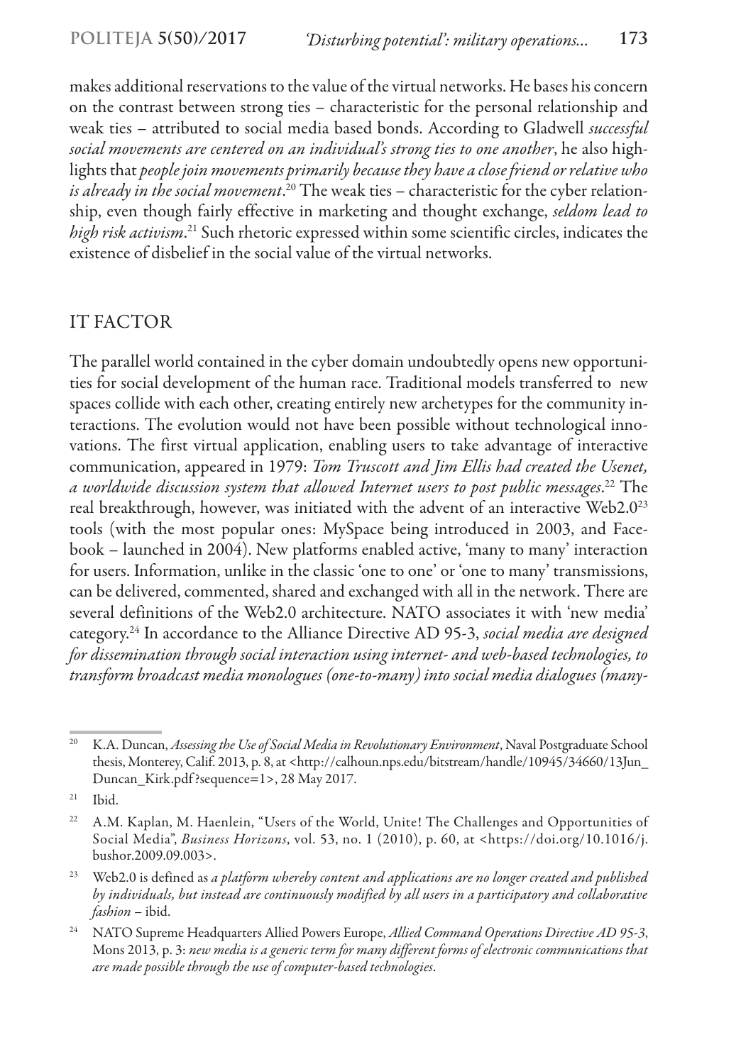makes additional reservations to the value of the virtual networks. He bases his concern on the contrast between strong ties – characteristic for the personal relationship and weak ties – attributed to social media based bonds. According to Gladwell *successful social movements are centered on an individual's strong ties to one another*, he also highlights that *people join movements primarily because they have a close friend or relative who is already in the social movement*.[20] The weak ties – characteristic for the cyber relationship, even though fairly effective in marketing and thought exchange, *seldom lead to high risk activism*.[21] Such rhetoric expressed within some scientific circles, indicates the existence of disbelief in the social value of the virtual networks.

## IT FACTOR

The parallel world contained in the cyber domain undoubtedly opens new opportunities for social development of the human race. Traditional models transferred to new spaces collide with each other, creating entirely new archetypes for the community interactions. The evolution would not have been possible without technological innovations. The first virtual application, enabling users to take advantage of interactive communication, appeared in 1979: *Tom Truscott and Jim Ellis had created the Usenet, a worldwide discussion system that allowed Internet users to post public messages*.[22] The real breakthrough, however, was initiated with the advent of an interactive Web2.0[23] tools (with the most popular ones: MySpace being introduced in 2003, and Facebook – launched in 2004). New platforms enabled active, 'many to many' interaction for users. Information, unlike in the classic 'one to one' or 'one to many' transmissions, can be delivered, commented, shared and exchanged with all in the network. There are several definitions of the Web2.0 architecture. NATO associates it with 'new media' category.[24] In accordance to the Alliance Directive AD 95-3, *social media are designed for dissemination through social interaction using internet- and web-based technologies, to transform broadcast media monologues (one-to-many) into social media dialogues (many-*

---

[20] K.A. Duncan, *Assessing the Use of Social Media in Revolutionary Environment*, Naval Postgraduate School thesis, Monterey, Calif. 2013, p. 8, at <http://calhoun.nps.edu/bitstream/handle/10945/34660/13Jun_Duncan_Kirk.pdf?sequence=1>, 28 May 2017.

[21] Ibid.

[22] A.M. Kaplan, M. Haenlein, "Users of the World, Unite! The Challenges and Opportunities of Social Media", *Business Horizons*, vol. 53, no. 1 (2010), p. 60, at <https://doi.org/10.1016/j.bushor.2009.09.003>.

[23] Web2.0 is defined as *a platform whereby content and applications are no longer created and published by individuals, but instead are continuously modified by all users in a participatory and collaborative fashion* – ibid.

[24] NATO Supreme Headquarters Allied Powers Europe, *Allied Command Operations Directive AD 95-3*, Mons 2013, p. 3: *new media is a generic term for many different forms of electronic communications that are made possible through the use of computer-based technologies*.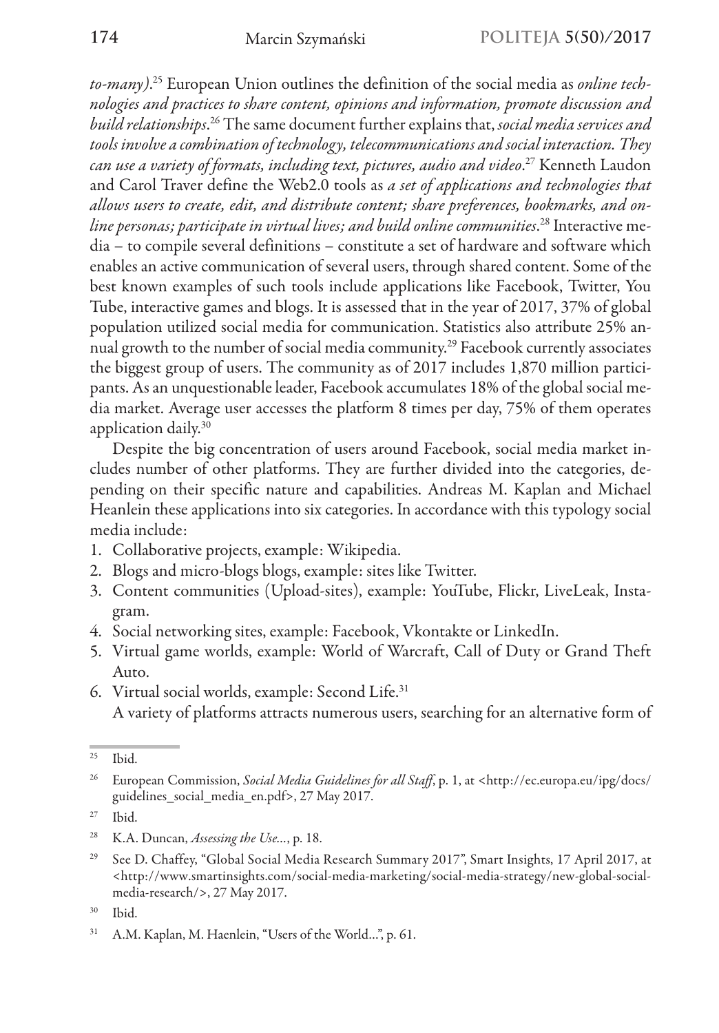*to-many)*.[25] European Union outlines the definition of the social media as *online technologies and practices to share content, opinions and information, promote discussion and build relationships*.[26] The same document further explains that, *social media services and tools involve a combination of technology, telecommunications and social interaction. They can use a variety of formats, including text, pictures, audio and video*.[27] Kenneth Laudon and Carol Traver define the Web2.0 tools as *a set of applications and technologies that allows users to create, edit, and distribute content; share preferences, bookmarks, and online personas; participate in virtual lives; and build online communities*.[28] Interactive media – to compile several definitions – constitute a set of hardware and software which enables an active communication of several users, through shared content. Some of the best known examples of such tools include applications like Facebook, Twitter, You Tube, interactive games and blogs. It is assessed that in the year of 2017, 37% of global population utilized social media for communication. Statistics also attribute 25% annual growth to the number of social media community.[29] Facebook currently associates the biggest group of users. The community as of 2017 includes 1,870 million participants. As an unquestionable leader, Facebook accumulates 18% of the global social media market. Average user accesses the platform 8 times per day, 75% of them operates application daily.[30]

Despite the big concentration of users around Facebook, social media market includes number of other platforms. They are further divided into the categories, depending on their specific nature and capabilities. Andreas M. Kaplan and Michael Heanlein these applications into six categories. In accordance with this typology social media include:

1. Collaborative projects, example: Wikipedia.
2. Blogs and micro-blogs blogs, example: sites like Twitter.
3. Content communities (Upload-sites), example: YouTube, Flickr, LiveLeak, Instagram.
4. Social networking sites, example: Facebook, Vkontakte or LinkedIn.
5. Virtual game worlds, example: World of Warcraft, Call of Duty or Grand Theft Auto.
6. Virtual social worlds, example: Second Life.[31]

A variety of platforms attracts numerous users, searching for an alternative form of

---

[25] Ibid.

[26] European Commission, *Social Media Guidelines for all Staff*, p. 1, at <http://ec.europa.eu/ipg/docs/guidelines_social_media_en.pdf>, 27 May 2017.

[27] Ibid.

[28] K.A. Duncan, *Assessing the Use...*, p. 18.

[29] See D. Chaffey, "Global Social Media Research Summary 2017", Smart Insights, 17 April 2017, at <http://www.smartinsights.com/social-media-marketing/social-media-strategy/new-global-social-media-research/>, 27 May 2017.

[30] Ibid.

[31] A.M. Kaplan, M. Haenlein, "Users of the World...", p. 61.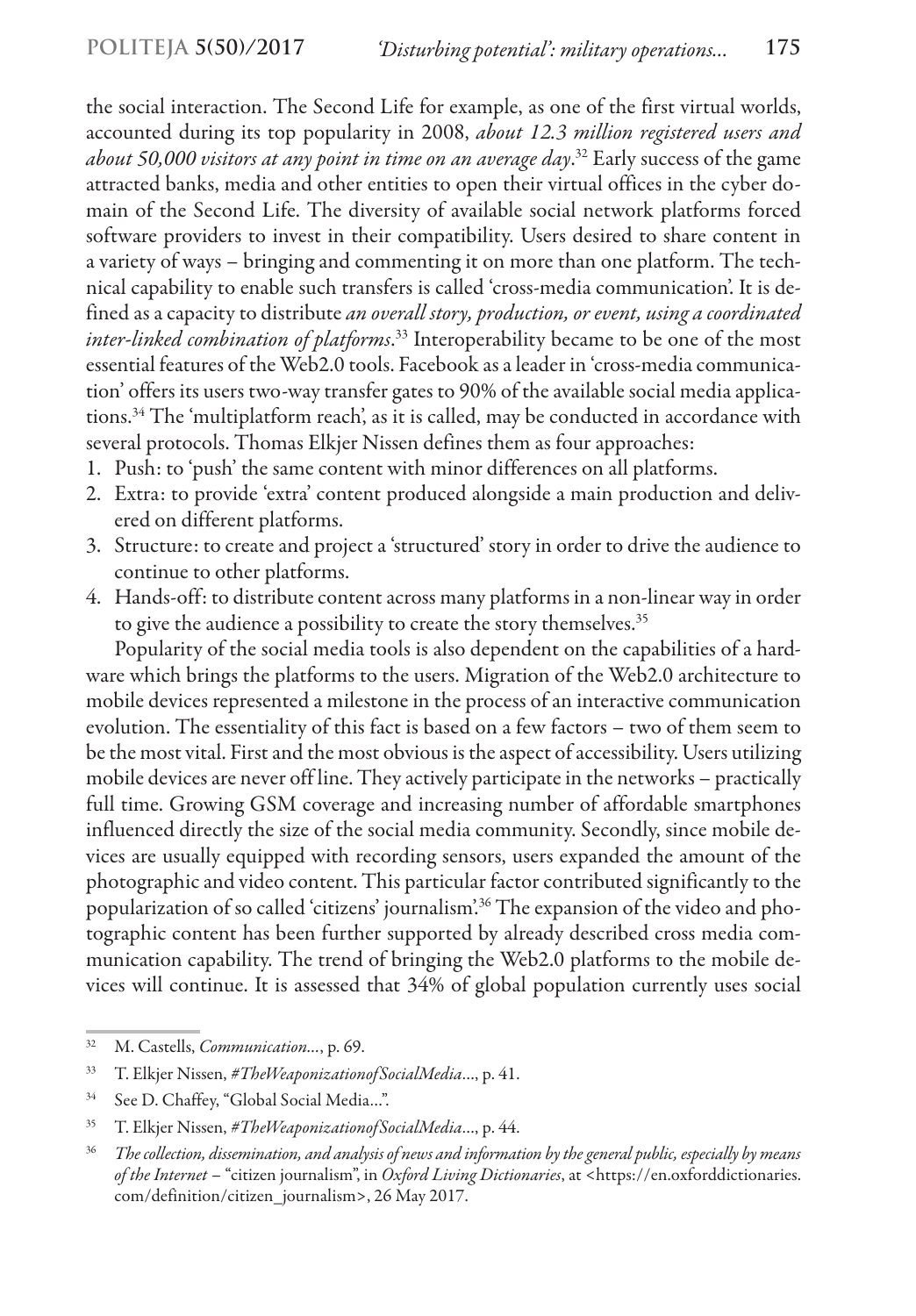the social interaction. The Second Life for example, as one of the first virtual worlds, accounted during its top popularity in 2008, *about 12.3 million registered users and about 50,000 visitors at any point in time on an average day*.[32] Early success of the game attracted banks, media and other entities to open their virtual offices in the cyber domain of the Second Life. The diversity of available social network platforms forced software providers to invest in their compatibility. Users desired to share content in a variety of ways – bringing and commenting it on more than one platform. The technical capability to enable such transfers is called 'cross-media communication'. It is defined as a capacity to distribute *an overall story, production, or event, using a coordinated inter-linked combination of platforms*.[33] Interoperability became to be one of the most essential features of the Web2.0 tools. Facebook as a leader in 'cross-media communication' offers its users two-way transfer gates to 90% of the available social media applications.[34] The 'multiplatform reach', as it is called, may be conducted in accordance with several protocols. Thomas Elkjer Nissen defines them as four approaches:

1. Push: to 'push' the same content with minor differences on all platforms.
2. Extra: to provide 'extra' content produced alongside a main production and delivered on different platforms.
3. Structure: to create and project a 'structured' story in order to drive the audience to continue to other platforms.
4. Hands-off: to distribute content across many platforms in a non-linear way in order to give the audience a possibility to create the story themselves.[35]

Popularity of the social media tools is also dependent on the capabilities of a hardware which brings the platforms to the users. Migration of the Web2.0 architecture to mobile devices represented a milestone in the process of an interactive communication evolution. The essentiality of this fact is based on a few factors – two of them seem to be the most vital. First and the most obvious is the aspect of accessibility. Users utilizing mobile devices are never off line. They actively participate in the networks – practically full time. Growing GSM coverage and increasing number of affordable smartphones influenced directly the size of the social media community. Secondly, since mobile devices are usually equipped with recording sensors, users expanded the amount of the photographic and video content. This particular factor contributed significantly to the popularization of so called 'citizens' journalism'.[36] The expansion of the video and photographic content has been further supported by already described cross media communication capability. The trend of bringing the Web2.0 platforms to the mobile devices will continue. It is assessed that 34% of global population currently uses social

---

[32] M. Castells, *Communication...*, p. 69.

[33] T. Elkjer Nissen, *#TheWeaponizationofSocialMedia...*, p. 41.

[34] See D. Chaffey, "Global Social Media...".

[35] T. Elkjer Nissen, *#TheWeaponizationofSocialMedia...*, p. 44.

[36] *The collection, dissemination, and analysis of news and information by the general public, especially by means of the Internet* – "citizen journalism", in *Oxford Living Dictionaries*, at <https://en.oxforddictionaries.com/definition/citizen_journalism>, 26 May 2017.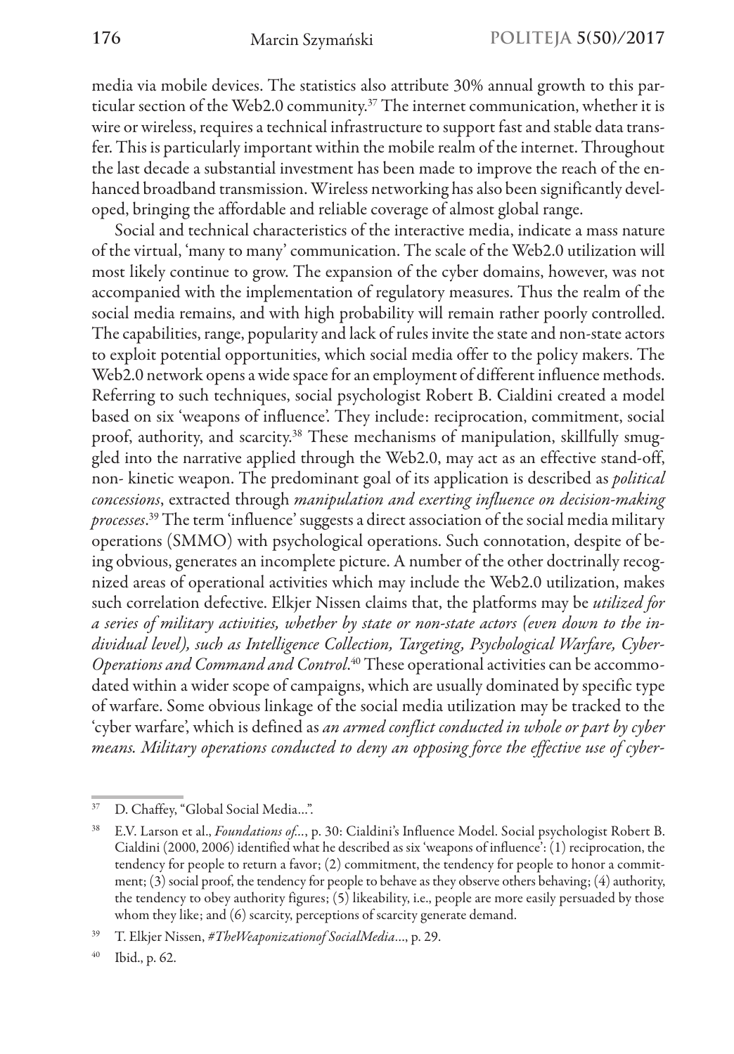media via mobile devices. The statistics also attribute 30% annual growth to this particular section of the Web2.0 community.[37] The internet communication, whether it is wire or wireless, requires a technical infrastructure to support fast and stable data transfer. This is particularly important within the mobile realm of the internet. Throughout the last decade a substantial investment has been made to improve the reach of the enhanced broadband transmission. Wireless networking has also been significantly developed, bringing the affordable and reliable coverage of almost global range.

Social and technical characteristics of the interactive media, indicate a mass nature of the virtual, 'many to many' communication. The scale of the Web2.0 utilization will most likely continue to grow. The expansion of the cyber domains, however, was not accompanied with the implementation of regulatory measures. Thus the realm of the social media remains, and with high probability will remain rather poorly controlled. The capabilities, range, popularity and lack of rules invite the state and non-state actors to exploit potential opportunities, which social media offer to the policy makers. The Web2.0 network opens a wide space for an employment of different influence methods. Referring to such techniques, social psychologist Robert B. Cialdini created a model based on six 'weapons of influence'. They include: reciprocation, commitment, social proof, authority, and scarcity.[38] These mechanisms of manipulation, skillfully smuggled into the narrative applied through the Web2.0, may act as an effective stand-off, non- kinetic weapon. The predominant goal of its application is described as *political concessions*, extracted through *manipulation and exerting influence on decision-making processes*.[39] The term 'influence' suggests a direct association of the social media military operations (SMMO) with psychological operations. Such connotation, despite of being obvious, generates an incomplete picture. A number of the other doctrinally recognized areas of operational activities which may include the Web2.0 utilization, makes such correlation defective. Elkjer Nissen claims that, the platforms may be *utilized for a series of military activities, whether by state or non-state actors (even down to the individual level), such as Intelligence Collection, Targeting, Psychological Warfare, Cyber-Operations and Command and Control*.[40] These operational activities can be accommodated within a wider scope of campaigns, which are usually dominated by specific type of warfare. Some obvious linkage of the social media utilization may be tracked to the 'cyber warfare', which is defined as *an armed conflict conducted in whole or part by cyber means. Military operations conducted to deny an opposing force the effective use of cyber-*

---

[37] D. Chaffey, "Global Social Media…".

[38] E.V. Larson et al., *Foundations of…*, p. 30: Cialdini's Influence Model. Social psychologist Robert B. Cialdini (2000, 2006) identified what he described as six 'weapons of influence': (1) reciprocation, the tendency for people to return a favor; (2) commitment, the tendency for people to honor a commitment; (3) social proof, the tendency for people to behave as they observe others behaving; (4) authority, the tendency to obey authority figures; (5) likeability, i.e., people are more easily persuaded by those whom they like; and (6) scarcity, perceptions of scarcity generate demand.

[39] T. Elkjer Nissen, *#TheWeaponizationof SocialMedia…*, p. 29.

[40] Ibid., p. 62.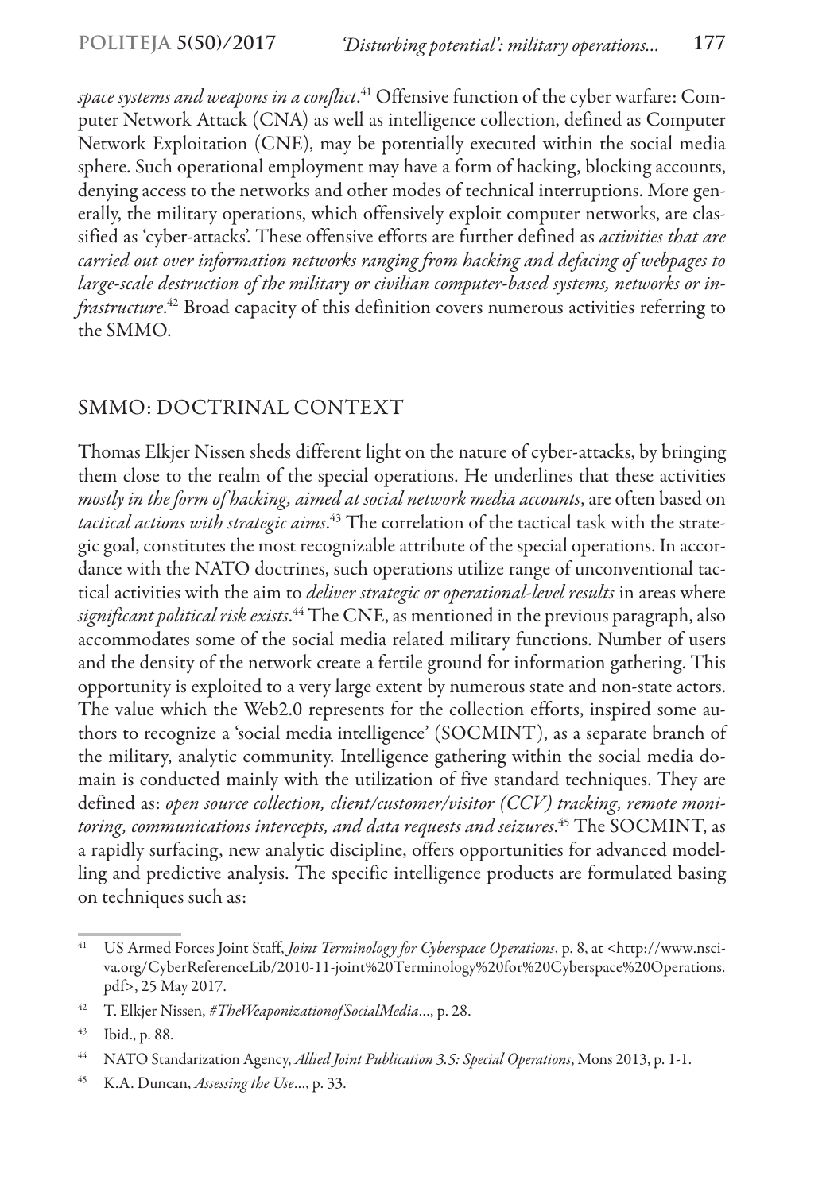*space systems and weapons in a conflict*.[41] Offensive function of the cyber warfare: Computer Network Attack (CNA) as well as intelligence collection, defined as Computer Network Exploitation (CNE), may be potentially executed within the social media sphere. Such operational employment may have a form of hacking, blocking accounts, denying access to the networks and other modes of technical interruptions. More generally, the military operations, which offensively exploit computer networks, are classified as 'cyber-attacks'. These offensive efforts are further defined as *activities that are carried out over information networks ranging from hacking and defacing of webpages to large-scale destruction of the military or civilian computer-based systems, networks or infrastructure*.[42] Broad capacity of this definition covers numerous activities referring to the SMMO.

## SMMO: DOCTRINAL CONTEXT

Thomas Elkjer Nissen sheds different light on the nature of cyber-attacks, by bringing them close to the realm of the special operations. He underlines that these activities *mostly in the form of hacking, aimed at social network media accounts*, are often based on *tactical actions with strategic aims*.[43] The correlation of the tactical task with the strategic goal, constitutes the most recognizable attribute of the special operations. In accordance with the NATO doctrines, such operations utilize range of unconventional tactical activities with the aim to *deliver strategic or operational-level results* in areas where *significant political risk exists*.[44] The CNE, as mentioned in the previous paragraph, also accommodates some of the social media related military functions. Number of users and the density of the network create a fertile ground for information gathering. This opportunity is exploited to a very large extent by numerous state and non-state actors. The value which the Web2.0 represents for the collection efforts, inspired some authors to recognize a 'social media intelligence' (SOCMINT), as a separate branch of the military, analytic community. Intelligence gathering within the social media domain is conducted mainly with the utilization of five standard techniques. They are defined as: *open source collection, client/customer/visitor (CCV) tracking, remote monitoring, communications intercepts, and data requests and seizures*.[45] The SOCMINT, as a rapidly surfacing, new analytic discipline, offers opportunities for advanced modelling and predictive analysis. The specific intelligence products are formulated basing on techniques such as:

---

[41] US Armed Forces Joint Staff, *Joint Terminology for Cyberspace Operations*, p. 8, at <http://www.nsci-va.org/CyberReferenceLib/2010-11-joint%20Terminology%20for%20Cyberspace%20Operations.pdf>, 25 May 2017.

[42] T. Elkjer Nissen, *#TheWeaponizationofSocialMedia*..., p. 28.

[43] Ibid., p. 88.

[44] NATO Standarization Agency, *Allied Joint Publication 3.5: Special Operations*, Mons 2013, p. 1-1.

[45] K.A. Duncan, *Assessing the Use*..., p. 33.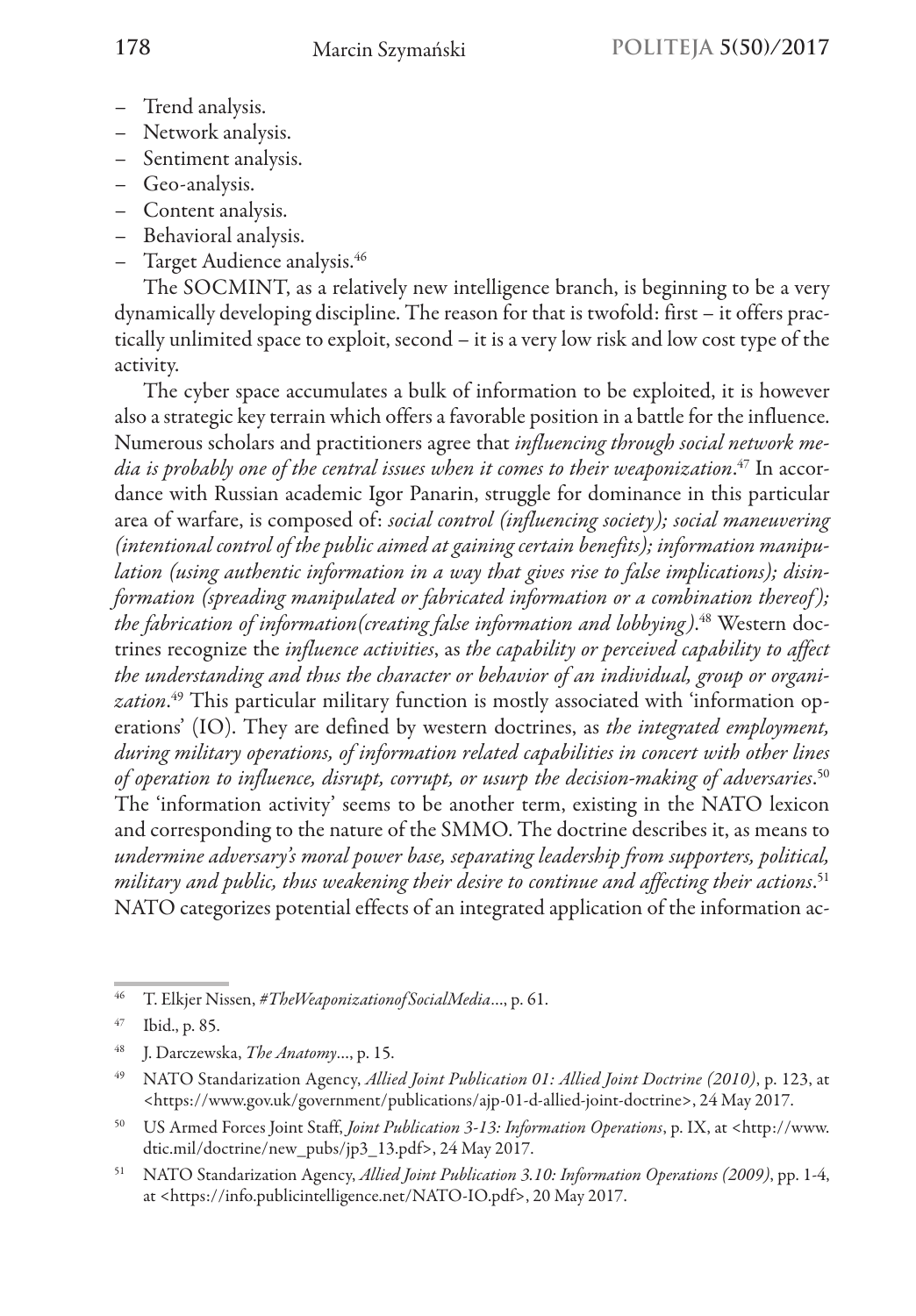- Trend analysis.
- Network analysis.
- Sentiment analysis.
- Geo-analysis.
- Content analysis.
- Behavioral analysis.
- Target Audience analysis.[46]

The SOCMINT, as a relatively new intelligence branch, is beginning to be a very dynamically developing discipline. The reason for that is twofold: first – it offers practically unlimited space to exploit, second – it is a very low risk and low cost type of the activity.

The cyber space accumulates a bulk of information to be exploited, it is however also a strategic key terrain which offers a favorable position in a battle for the influence. Numerous scholars and practitioners agree that *influencing through social network media is probably one of the central issues when it comes to their weaponization*.[47] In accordance with Russian academic Igor Panarin, struggle for dominance in this particular area of warfare, is composed of: *social control (influencing society); social maneuvering (intentional control of the public aimed at gaining certain benefits); information manipulation (using authentic information in a way that gives rise to false implications); disinformation (spreading manipulated or fabricated information or a combination thereof); the fabrication of information(creating false information and lobbying)*.[48] Western doctrines recognize the *influence activities*, as *the capability or perceived capability to affect the understanding and thus the character or behavior of an individual, group or organization*.[49] This particular military function is mostly associated with 'information operations' (IO). They are defined by western doctrines, as *the integrated employment, during military operations, of information related capabilities in concert with other lines of operation to influence, disrupt, corrupt, or usurp the decision-making of adversaries*.[50] The 'information activity' seems to be another term, existing in the NATO lexicon and corresponding to the nature of the SMMO. The doctrine describes it, as means to *undermine adversary's moral power base, separating leadership from supporters, political, military and public, thus weakening their desire to continue and affecting their actions*.[51] NATO categorizes potential effects of an integrated application of the information ac-

---

[46] T. Elkjer Nissen, *#TheWeaponizationofSocialMedia*..., p. 61.

[47] Ibid., p. 85.

[48] J. Darczewska, *The Anatomy*..., p. 15.

[49] NATO Standarization Agency, *Allied Joint Publication 01: Allied Joint Doctrine (2010)*, p. 123, at <https://www.gov.uk/government/publications/ajp-01-d-allied-joint-doctrine>, 24 May 2017.

[50] US Armed Forces Joint Staff, *Joint Publication 3-13: Information Operations*, p. IX, at <http://www.dtic.mil/doctrine/new_pubs/jp3_13.pdf>, 24 May 2017.

[51] NATO Standarization Agency, *Allied Joint Publication 3.10: Information Operations (2009)*, pp. 1-4, at <https://info.publicintelligence.net/NATO-IO.pdf>, 20 May 2017.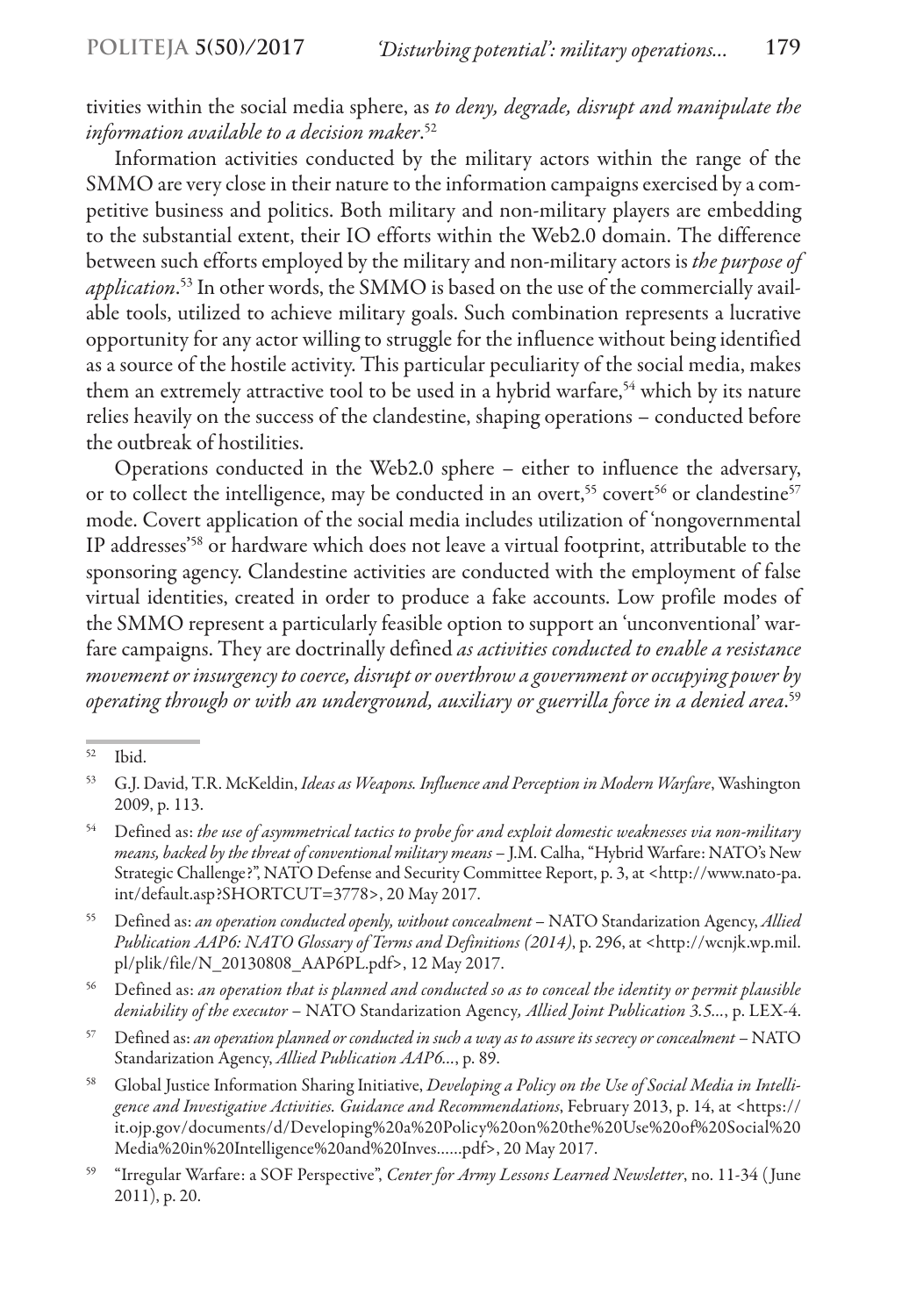tivities within the social media sphere, as *to deny, degrade, disrupt and manipulate the information available to a decision maker*.[52]

Information activities conducted by the military actors within the range of the SMMO are very close in their nature to the information campaigns exercised by a competitive business and politics. Both military and non-military players are embedding to the substantial extent, their IO efforts within the Web2.0 domain. The difference between such efforts employed by the military and non-military actors is *the purpose of application*.[53] In other words, the SMMO is based on the use of the commercially available tools, utilized to achieve military goals. Such combination represents a lucrative opportunity for any actor willing to struggle for the influence without being identified as a source of the hostile activity. This particular peculiarity of the social media, makes them an extremely attractive tool to be used in a hybrid warfare,[54] which by its nature relies heavily on the success of the clandestine, shaping operations – conducted before the outbreak of hostilities.

Operations conducted in the Web2.0 sphere – either to influence the adversary, or to collect the intelligence, may be conducted in an overt,[55] covert[56] or clandestine[57] mode. Covert application of the social media includes utilization of 'nongovernmental IP addresses'[58] or hardware which does not leave a virtual footprint, attributable to the sponsoring agency. Clandestine activities are conducted with the employment of false virtual identities, created in order to produce a fake accounts. Low profile modes of the SMMO represent a particularly feasible option to support an 'unconventional' warfare campaigns. They are doctrinally defined *as activities conducted to enable a resistance movement or insurgency to coerce, disrupt or overthrow a government or occupying power by operating through or with an underground, auxiliary or guerrilla force in a denied area*.[59]

---

[52] Ibid.

[53] G.J. David, T.R. McKeldin, *Ideas as Weapons. Influence and Perception in Modern Warfare*, Washington 2009, p. 113.

[54] Defined as: *the use of asymmetrical tactics to probe for and exploit domestic weaknesses via non-military means, backed by the threat of conventional military means* – J.M. Calha, "Hybrid Warfare: NATO's New Strategic Challenge?", NATO Defense and Security Committee Report, p. 3, at <http://www.nato-pa.int/default.asp?SHORTCUT=3778>, 20 May 2017.

[55] Defined as: *an operation conducted openly, without concealment* – NATO Standarization Agency, *Allied Publication AAP6: NATO Glossary of Terms and Definitions (2014)*, p. 296, at <http://wcnjk.wp.mil.pl/plik/file/N_20130808_AAP6PL.pdf>, 12 May 2017.

[56] Defined as: *an operation that is planned and conducted so as to conceal the identity or permit plausible deniability of the executor* – NATO Standarization Agency*, Allied Joint Publication 3.5...*, p. LEX-4.

[57] Defined as: *an operation planned or conducted in such a way as to assure its secrecy or concealment* – NATO Standarization Agency, *Allied Publication AAP6...*, p. 89.

[58] Global Justice Information Sharing Initiative, *Developing a Policy on the Use of Social Media in Intelligence and Investigative Activities. Guidance and Recommendations*, February 2013, p. 14, at <https://it.ojp.gov/documents/d/Developing%20a%20Policy%20on%20the%20Use%20of%20Social%20Media%20in%20Intelligence%20and%20Inves......pdf>, 20 May 2017.

[59] "Irregular Warfare: a SOF Perspective", *Center for Army Lessons Learned Newsletter*, no. 11-34 (June 2011), p. 20.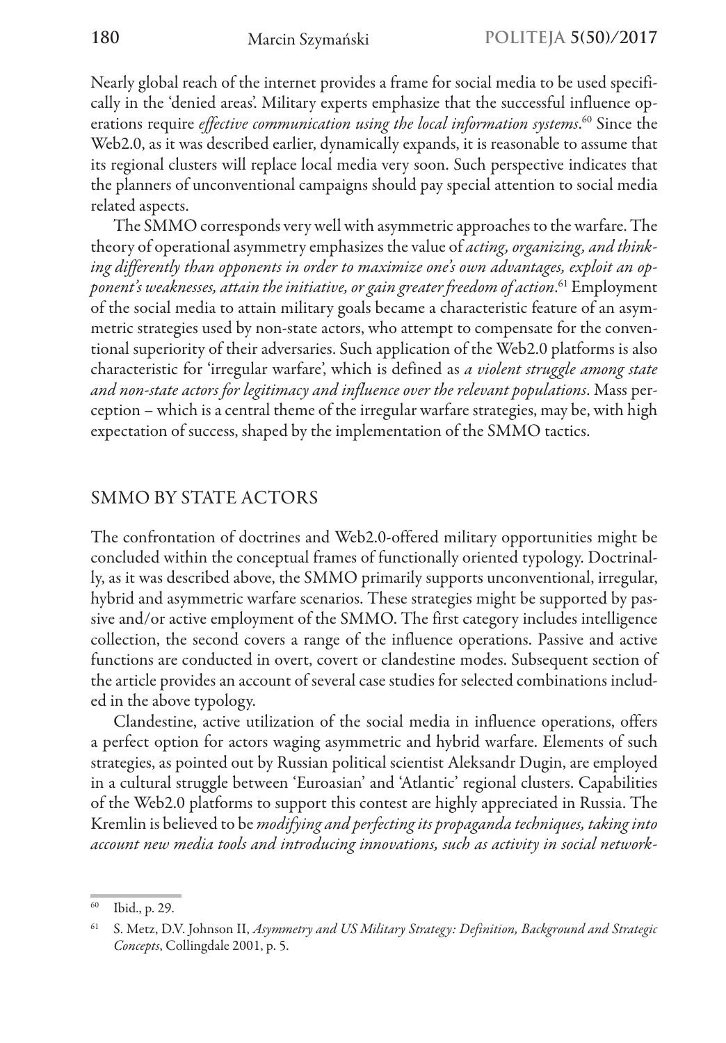Nearly global reach of the internet provides a frame for social media to be used specifically in the 'denied areas'. Military experts emphasize that the successful influence operations require *effective communication using the local information systems*.[60] Since the Web2.0, as it was described earlier, dynamically expands, it is reasonable to assume that its regional clusters will replace local media very soon. Such perspective indicates that the planners of unconventional campaigns should pay special attention to social media related aspects.

The SMMO corresponds very well with asymmetric approaches to the warfare. The theory of operational asymmetry emphasizes the value of *acting, organizing, and thinking differently than opponents in order to maximize one's own advantages, exploit an opponent's weaknesses, attain the initiative, or gain greater freedom of action*.[61] Employment of the social media to attain military goals became a characteristic feature of an asymmetric strategies used by non-state actors, who attempt to compensate for the conventional superiority of their adversaries. Such application of the Web2.0 platforms is also characteristic for 'irregular warfare', which is defined as *a violent struggle among state and non-state actors for legitimacy and influence over the relevant populations*. Mass perception – which is a central theme of the irregular warfare strategies, may be, with high expectation of success, shaped by the implementation of the SMMO tactics.

## SMMO BY STATE ACTORS

The confrontation of doctrines and Web2.0-offered military opportunities might be concluded within the conceptual frames of functionally oriented typology. Doctrinally, as it was described above, the SMMO primarily supports unconventional, irregular, hybrid and asymmetric warfare scenarios. These strategies might be supported by passive and/or active employment of the SMMO. The first category includes intelligence collection, the second covers a range of the influence operations. Passive and active functions are conducted in overt, covert or clandestine modes. Subsequent section of the article provides an account of several case studies for selected combinations included in the above typology.

Clandestine, active utilization of the social media in influence operations, offers a perfect option for actors waging asymmetric and hybrid warfare. Elements of such strategies, as pointed out by Russian political scientist Aleksandr Dugin, are employed in a cultural struggle between 'Euroasian' and 'Atlantic' regional clusters. Capabilities of the Web2.0 platforms to support this contest are highly appreciated in Russia. The Kremlin is believed to be *modifying and perfecting its propaganda techniques, taking into account new media tools and introducing innovations, such as activity in social network-*

[60] Ibid., p. 29.

[61] S. Metz, D.V. Johnson II, *Asymmetry and US Military Strategy: Definition, Background and Strategic Concepts*, Collingdale 2001, p. 5.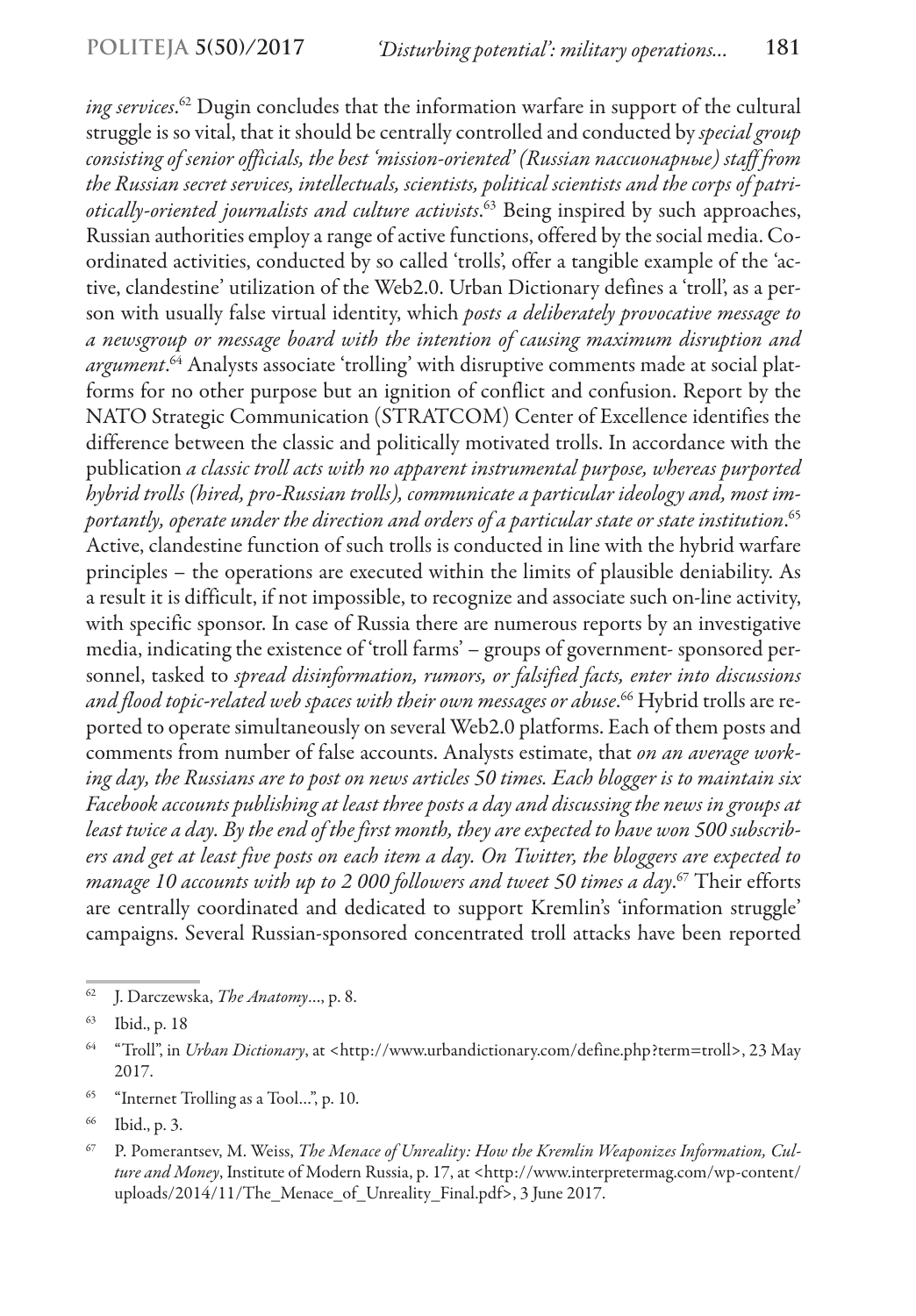*ing services*.[62] Dugin concludes that the information warfare in support of the cultural struggle is so vital, that it should be centrally controlled and conducted by *special group consisting of senior officials, the best 'mission-oriented' (Russian пассионарные) staff from the Russian secret services, intellectuals, scientists, political scientists and the corps of patriotically-oriented journalists and culture activists*.[63] Being inspired by such approaches, Russian authorities employ a range of active functions, offered by the social media. Coordinated activities, conducted by so called 'trolls', offer a tangible example of the 'active, clandestine' utilization of the Web2.0. Urban Dictionary defines a 'troll', as a person with usually false virtual identity, which *posts a deliberately provocative message to a newsgroup or message board with the intention of causing maximum disruption and argument*.[64] Analysts associate 'trolling' with disruptive comments made at social platforms for no other purpose but an ignition of conflict and confusion. Report by the NATO Strategic Communication (STRATCOM) Center of Excellence identifies the difference between the classic and politically motivated trolls. In accordance with the publication *a classic troll acts with no apparent instrumental purpose, whereas purported hybrid trolls (hired, pro-Russian trolls), communicate a particular ideology and, most importantly, operate under the direction and orders of a particular state or state institution*.[65] Active, clandestine function of such trolls is conducted in line with the hybrid warfare principles – the operations are executed within the limits of plausible deniability. As a result it is difficult, if not impossible, to recognize and associate such on-line activity, with specific sponsor. In case of Russia there are numerous reports by an investigative media, indicating the existence of 'troll farms' – groups of government- sponsored personnel, tasked to *spread disinformation, rumors, or falsified facts, enter into discussions and flood topic-related web spaces with their own messages or abuse*.[66] Hybrid trolls are reported to operate simultaneously on several Web2.0 platforms. Each of them posts and comments from number of false accounts. Analysts estimate, that *on an average working day, the Russians are to post on news articles 50 times. Each blogger is to maintain six Facebook accounts publishing at least three posts a day and discussing the news in groups at least twice a day. By the end of the first month, they are expected to have won 500 subscribers and get at least five posts on each item a day. On Twitter, the bloggers are expected to manage 10 accounts with up to 2 000 followers and tweet 50 times a day*.[67] Their efforts are centrally coordinated and dedicated to support Kremlin's 'information struggle' campaigns. Several Russian-sponsored concentrated troll attacks have been reported

---

[62] J. Darczewska, *The Anatomy*..., p. 8.

[63] Ibid., p. 18

[64] "Troll", in *Urban Dictionary*, at <http://www.urbandictionary.com/define.php?term=troll>, 23 May 2017.

[65] "Internet Trolling as a Tool...", p. 10.

[66] Ibid., p. 3.

[67] P. Pomerantsev, M. Weiss, *The Menace of Unreality: How the Kremlin Weaponizes Information, Culture and Money*, Institute of Modern Russia, p. 17, at <http://www.interpretermag.com/wp-content/uploads/2014/11/The_Menace_of_Unreality_Final.pdf>, 3 June 2017.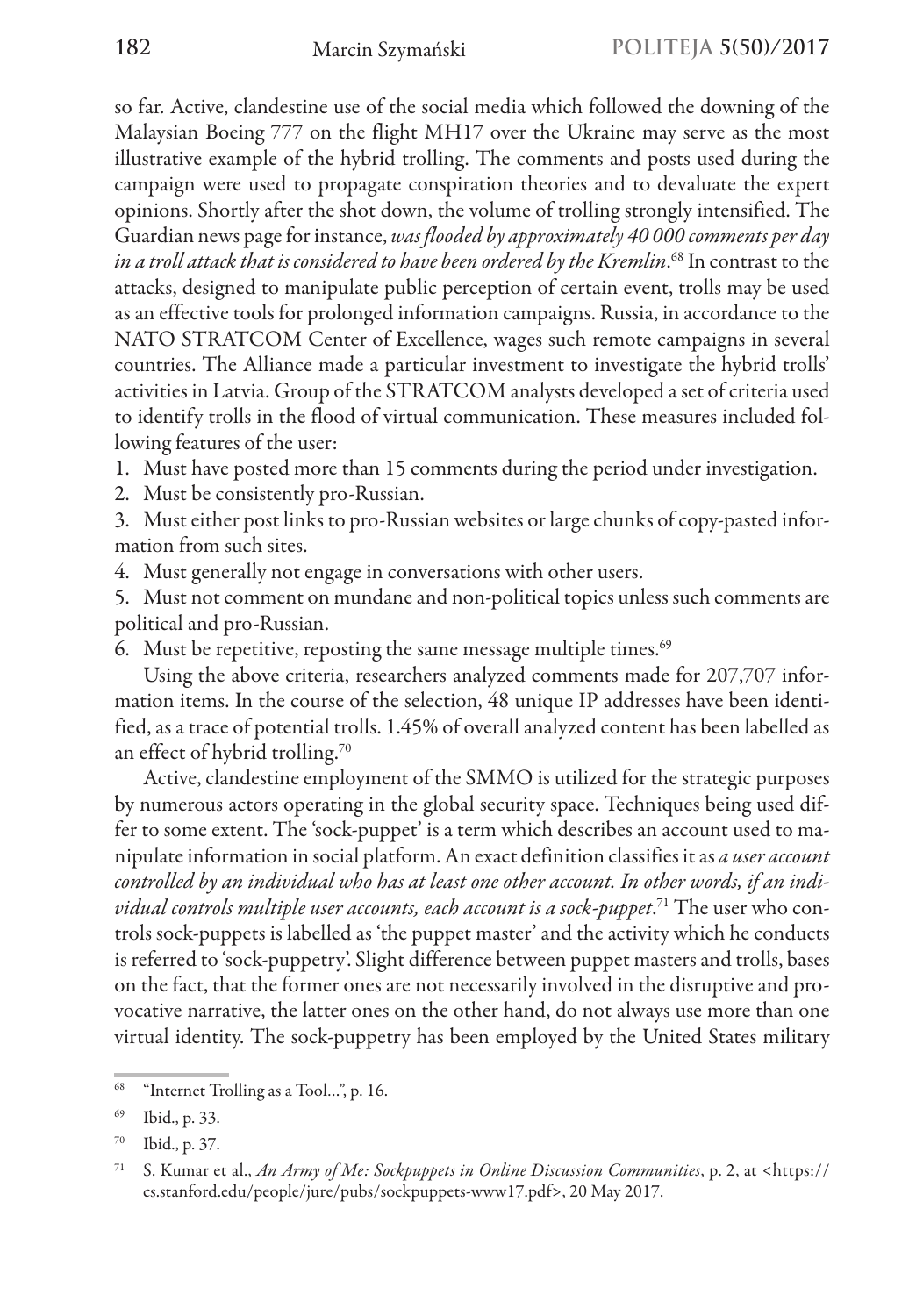so far. Active, clandestine use of the social media which followed the downing of the Malaysian Boeing 777 on the flight MH17 over the Ukraine may serve as the most illustrative example of the hybrid trolling. The comments and posts used during the campaign were used to propagate conspiration theories and to devaluate the expert opinions. Shortly after the shot down, the volume of trolling strongly intensified. The Guardian news page for instance, *was flooded by approximately 40 000 comments per day in a troll attack that is considered to have been ordered by the Kremlin*.[68] In contrast to the attacks, designed to manipulate public perception of certain event, trolls may be used as an effective tools for prolonged information campaigns. Russia, in accordance to the NATO STRATCOM Center of Excellence, wages such remote campaigns in several countries. The Alliance made a particular investment to investigate the hybrid trolls' activities in Latvia. Group of the STRATCOM analysts developed a set of criteria used to identify trolls in the flood of virtual communication. These measures included following features of the user:

1. Must have posted more than 15 comments during the period under investigation.
2. Must be consistently pro-Russian.
3. Must either post links to pro-Russian websites or large chunks of copy-pasted information from such sites.
4. Must generally not engage in conversations with other users.
5. Must not comment on mundane and non-political topics unless such comments are political and pro-Russian.
6. Must be repetitive, reposting the same message multiple times.[69]

Using the above criteria, researchers analyzed comments made for 207,707 information items. In the course of the selection, 48 unique IP addresses have been identified, as a trace of potential trolls. 1.45% of overall analyzed content has been labelled as an effect of hybrid trolling.[70]

Active, clandestine employment of the SMMO is utilized for the strategic purposes by numerous actors operating in the global security space. Techniques being used differ to some extent. The 'sock-puppet' is a term which describes an account used to manipulate information in social platform. An exact definition classifies it as *a user account controlled by an individual who has at least one other account. In other words, if an individual controls multiple user accounts, each account is a sock-puppet*.[71] The user who controls sock-puppets is labelled as 'the puppet master' and the activity which he conducts is referred to 'sock-puppetry'. Slight difference between puppet masters and trolls, bases on the fact, that the former ones are not necessarily involved in the disruptive and provocative narrative, the latter ones on the other hand, do not always use more than one virtual identity. The sock-puppetry has been employed by the United States military

---

[68] "Internet Trolling as a Tool...", p. 16.

[69] Ibid., p. 33.

[70] Ibid., p. 37.

[71] S. Kumar et al., *An Army of Me: Sockpuppets in Online Discussion Communities*, p. 2, at <https://cs.stanford.edu/people/jure/pubs/sockpuppets-www17.pdf>, 20 May 2017.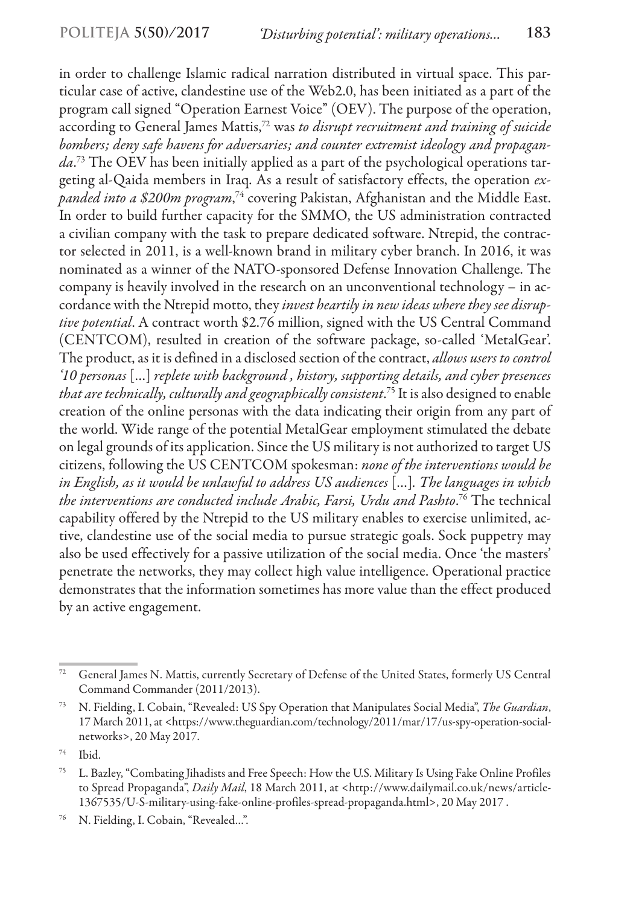in order to challenge Islamic radical narration distributed in virtual space. This particular case of active, clandestine use of the Web2.0, has been initiated as a part of the program call signed "Operation Earnest Voice" (OEV). The purpose of the operation, according to General James Mattis,[72] was *to disrupt recruitment and training of suicide bombers; deny safe havens for adversaries; and counter extremist ideology and propaganda*.[73] The OEV has been initially applied as a part of the psychological operations targeting al-Qaida members in Iraq. As a result of satisfactory effects, the operation *expanded into a $200m program*,[74] covering Pakistan, Afghanistan and the Middle East. In order to build further capacity for the SMMO, the US administration contracted a civilian company with the task to prepare dedicated software. Ntrepid, the contractor selected in 2011, is a well-known brand in military cyber branch. In 2016, it was nominated as a winner of the NATO-sponsored Defense Innovation Challenge. The company is heavily involved in the research on an unconventional technology – in accordance with the Ntrepid motto, they *invest heartily in new ideas where they see disruptive potential*. A contract worth $2.76 million, signed with the US Central Command (CENTCOM), resulted in creation of the software package, so-called 'MetalGear'. The product, as it is defined in a disclosed section of the contract, *allows users to control '10 personas* [...] *replete with background , history, supporting details, and cyber presences that are technically, culturally and geographically consistent*.[75] It is also designed to enable creation of the online personas with the data indicating their origin from any part of the world. Wide range of the potential MetalGear employment stimulated the debate on legal grounds of its application. Since the US military is not authorized to target US citizens, following the US CENTCOM spokesman: *none of the interventions would be in English, as it would be unlawful to address US audiences* [...]. *The languages in which the interventions are conducted include Arabic, Farsi, Urdu and Pashto*.[76] The technical capability offered by the Ntrepid to the US military enables to exercise unlimited, active, clandestine use of the social media to pursue strategic goals. Sock puppetry may also be used effectively for a passive utilization of the social media. Once 'the masters' penetrate the networks, they may collect high value intelligence. Operational practice demonstrates that the information sometimes has more value than the effect produced by an active engagement.

---

[72] General James N. Mattis, currently Secretary of Defense of the United States, formerly US Central Command Commander (2011/2013).

[73] N. Fielding, I. Cobain, "Revealed: US Spy Operation that Manipulates Social Media", *The Guardian*, 17 March 2011, at <https://www.theguardian.com/technology/2011/mar/17/us-spy-operation-social-networks>, 20 May 2017.

[74] Ibid.

[75] L. Bazley, "Combating Jihadists and Free Speech: How the U.S. Military Is Using Fake Online Profiles to Spread Propaganda", *Daily Mail*, 18 March 2011, at <http://www.dailymail.co.uk/news/article-1367535/U-S-military-using-fake-online-profiles-spread-propaganda.html>, 20 May 2017 .

[76] N. Fielding, I. Cobain, "Revealed...".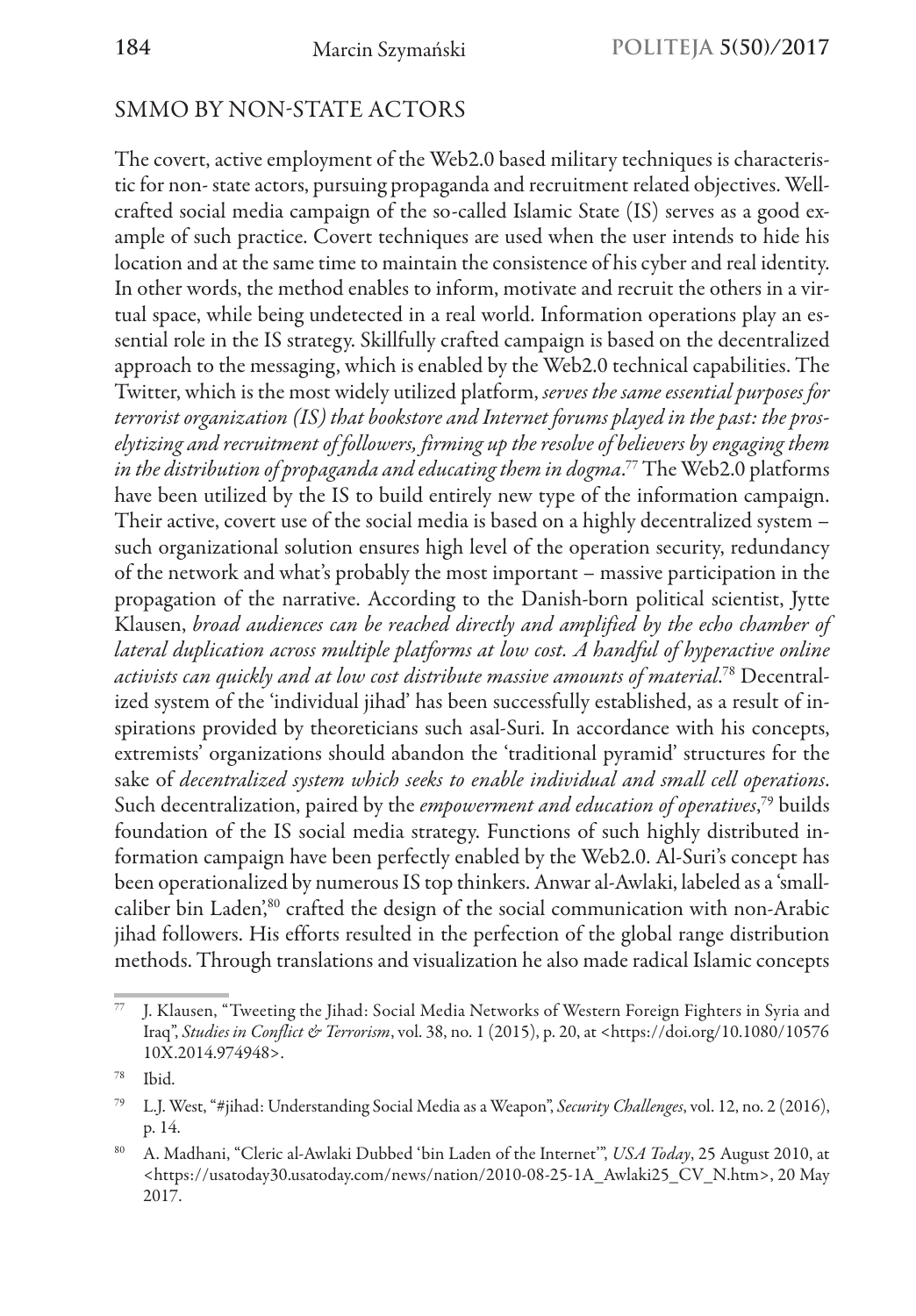## SMMO BY NON-STATE ACTORS

The covert, active employment of the Web2.0 based military techniques is characteristic for non- state actors, pursuing propaganda and recruitment related objectives. Well-crafted social media campaign of the so-called Islamic State (IS) serves as a good example of such practice. Covert techniques are used when the user intends to hide his location and at the same time to maintain the consistence of his cyber and real identity. In other words, the method enables to inform, motivate and recruit the others in a virtual space, while being undetected in a real world. Information operations play an essential role in the IS strategy. Skillfully crafted campaign is based on the decentralized approach to the messaging, which is enabled by the Web2.0 technical capabilities. The Twitter, which is the most widely utilized platform, *serves the same essential purposes for terrorist organization (IS) that bookstore and Internet forums played in the past: the proselytizing and recruitment of followers, firming up the resolve of believers by engaging them in the distribution of propaganda and educating them in dogma*.[77] The Web2.0 platforms have been utilized by the IS to build entirely new type of the information campaign. Their active, covert use of the social media is based on a highly decentralized system – such organizational solution ensures high level of the operation security, redundancy of the network and what's probably the most important – massive participation in the propagation of the narrative. According to the Danish-born political scientist, Jytte Klausen, *broad audiences can be reached directly and amplified by the echo chamber of lateral duplication across multiple platforms at low cost. A handful of hyperactive online activists can quickly and at low cost distribute massive amounts of material*.[78] Decentralized system of the 'individual jihad' has been successfully established, as a result of inspirations provided by theoreticians such asal-Suri. In accordance with his concepts, extremists' organizations should abandon the 'traditional pyramid' structures for the sake of *decentralized system which seeks to enable individual and small cell operations*. Such decentralization, paired by the *empowerment and education of operatives*,[79] builds foundation of the IS social media strategy. Functions of such highly distributed information campaign have been perfectly enabled by the Web2.0. Al-Suri's concept has been operationalized by numerous IS top thinkers. Anwar al-Awlaki, labeled as a 'small-caliber bin Laden',[80] crafted the design of the social communication with non-Arabic jihad followers. His efforts resulted in the perfection of the global range distribution methods. Through translations and visualization he also made radical Islamic concepts

---

[77] J. Klausen, "Tweeting the Jihad: Social Media Networks of Western Foreign Fighters in Syria and Iraq", *Studies in Conflict & Terrorism*, vol. 38, no. 1 (2015), p. 20, at <https://doi.org/10.1080/1057610X.2014.974948>.

[78] Ibid.

[79] L.J. West, "#jihad: Understanding Social Media as a Weapon", *Security Challenges*, vol. 12, no. 2 (2016), p. 14.

[80] A. Madhani, "Cleric al-Awlaki Dubbed 'bin Laden of the Internet'", *USA Today*, 25 August 2010, at <https://usatoday30.usatoday.com/news/nation/2010-08-25-1A_Awlaki25_CV_N.htm>, 20 May 2017.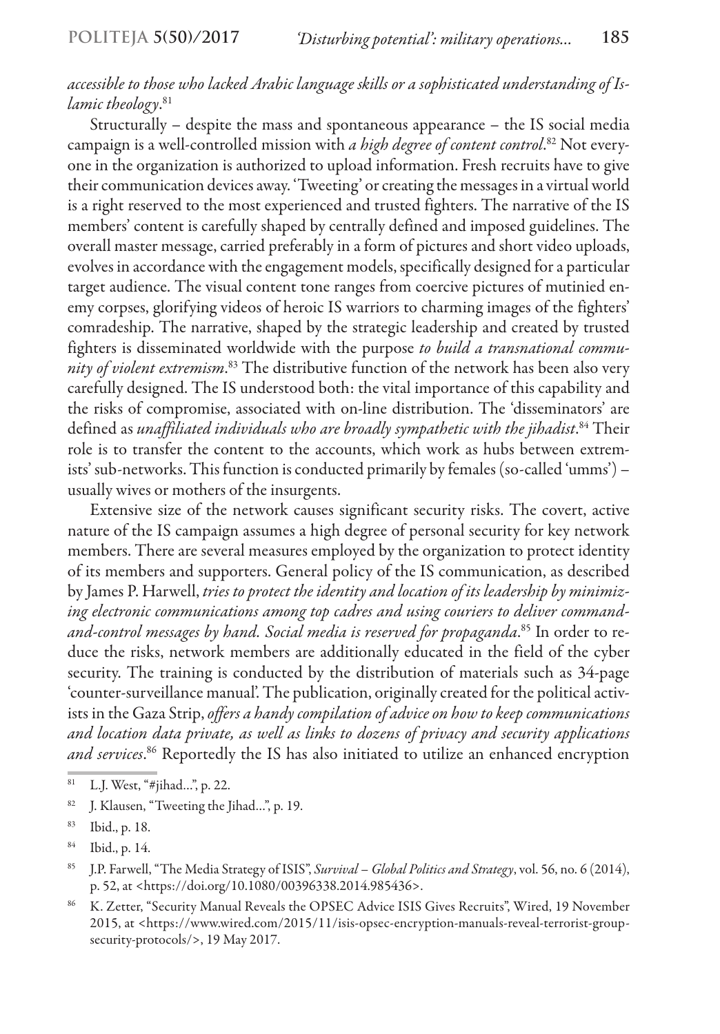*accessible to those who lacked Arabic language skills or a sophisticated understanding of Islamic theology*.[81]

Structurally – despite the mass and spontaneous appearance – the IS social media campaign is a well-controlled mission with *a high degree of content control*.[82] Not everyone in the organization is authorized to upload information. Fresh recruits have to give their communication devices away. 'Tweeting' or creating the messages in a virtual world is a right reserved to the most experienced and trusted fighters. The narrative of the IS members' content is carefully shaped by centrally defined and imposed guidelines. The overall master message, carried preferably in a form of pictures and short video uploads, evolves in accordance with the engagement models, specifically designed for a particular target audience. The visual content tone ranges from coercive pictures of mutinied enemy corpses, glorifying videos of heroic IS warriors to charming images of the fighters' comradeship. The narrative, shaped by the strategic leadership and created by trusted fighters is disseminated worldwide with the purpose *to build a transnational community of violent extremism*.[83] The distributive function of the network has been also very carefully designed. The IS understood both: the vital importance of this capability and the risks of compromise, associated with on-line distribution. The 'disseminators' are defined as *unaffiliated individuals who are broadly sympathetic with the jihadist*.[84] Their role is to transfer the content to the accounts, which work as hubs between extremists' sub-networks. This function is conducted primarily by females (so-called 'umms') – usually wives or mothers of the insurgents.

Extensive size of the network causes significant security risks. The covert, active nature of the IS campaign assumes a high degree of personal security for key network members. There are several measures employed by the organization to protect identity of its members and supporters. General policy of the IS communication, as described by James P. Harwell, *tries to protect the identity and location of its leadership by minimizing electronic communications among top cadres and using couriers to deliver command-and-control messages by hand. Social media is reserved for propaganda*.[85] In order to reduce the risks, network members are additionally educated in the field of the cyber security. The training is conducted by the distribution of materials such as 34-page 'counter-surveillance manual'. The publication, originally created for the political activists in the Gaza Strip, *offers a handy compilation of advice on how to keep communications and location data private, as well as links to dozens of privacy and security applications and services*.[86] Reportedly the IS has also initiated to utilize an enhanced encryption

[81] L.J. West, "#jihad...", p. 22.

[82] J. Klausen, "Tweeting the Jihad...", p. 19.

[83] Ibid., p. 18.

[84] Ibid., p. 14.

[85] J.P. Farwell, "The Media Strategy of ISIS", *Survival – Global Politics and Strategy*, vol. 56, no. 6 (2014), p. 52, at <https://doi.org/10.1080/00396338.2014.985436>.

[86] K. Zetter, "Security Manual Reveals the OPSEC Advice ISIS Gives Recruits", Wired, 19 November 2015, at <https://www.wired.com/2015/11/isis-opsec-encryption-manuals-reveal-terrorist-group-security-protocols/>, 19 May 2017.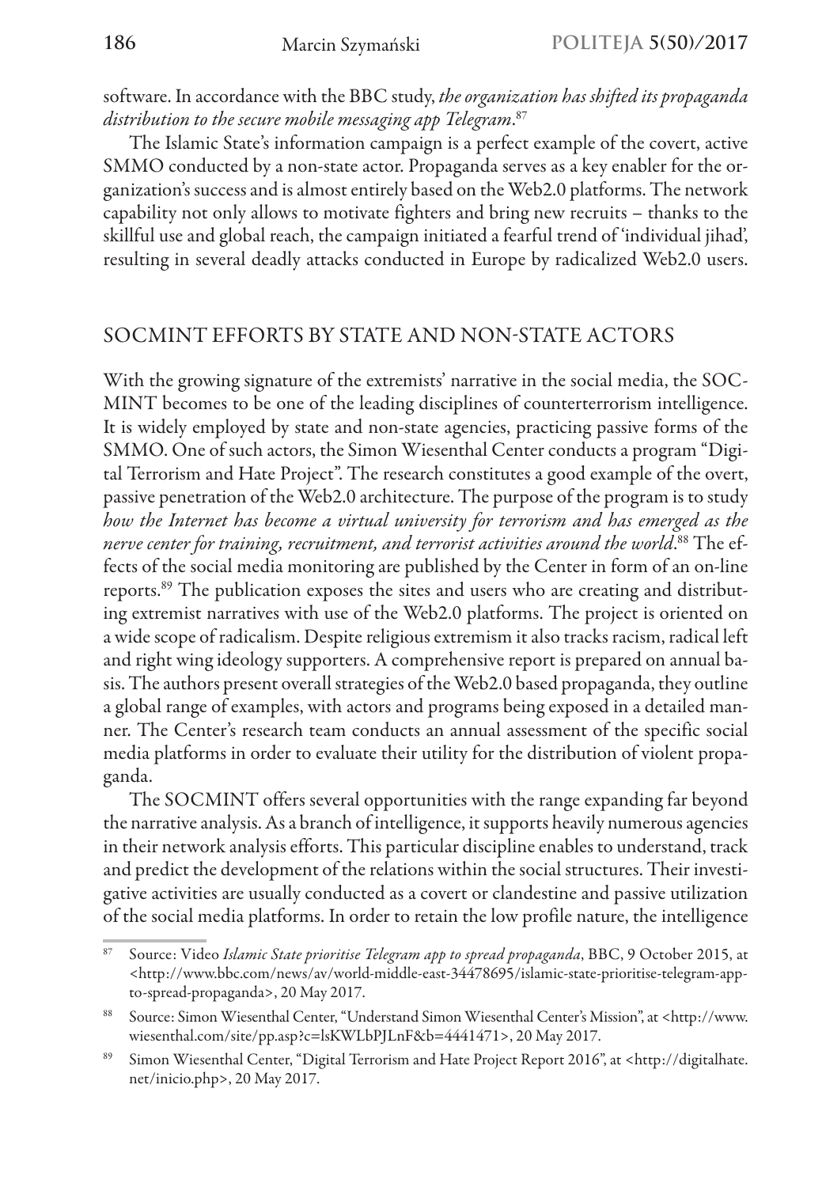software. In accordance with the BBC study, *the organization has shifted its propaganda distribution to the secure mobile messaging app Telegram*.[87]

The Islamic State's information campaign is a perfect example of the covert, active SMMO conducted by a non-state actor. Propaganda serves as a key enabler for the organization's success and is almost entirely based on the Web2.0 platforms. The network capability not only allows to motivate fighters and bring new recruits – thanks to the skillful use and global reach, the campaign initiated a fearful trend of 'individual jihad', resulting in several deadly attacks conducted in Europe by radicalized Web2.0 users.

## SOCMINT EFFORTS BY STATE AND NON-STATE ACTORS

With the growing signature of the extremists' narrative in the social media, the SOCMINT becomes to be one of the leading disciplines of counterterrorism intelligence. It is widely employed by state and non-state agencies, practicing passive forms of the SMMO. One of such actors, the Simon Wiesenthal Center conducts a program "Digital Terrorism and Hate Project". The research constitutes a good example of the overt, passive penetration of the Web2.0 architecture. The purpose of the program is to study *how the Internet has become a virtual university for terrorism and has emerged as the nerve center for training, recruitment, and terrorist activities around the world*.[88] The effects of the social media monitoring are published by the Center in form of an on-line reports.[89] The publication exposes the sites and users who are creating and distributing extremist narratives with use of the Web2.0 platforms. The project is oriented on a wide scope of radicalism. Despite religious extremism it also tracks racism, radical left and right wing ideology supporters. A comprehensive report is prepared on annual basis. The authors present overall strategies of the Web2.0 based propaganda, they outline a global range of examples, with actors and programs being exposed in a detailed manner. The Center's research team conducts an annual assessment of the specific social media platforms in order to evaluate their utility for the distribution of violent propaganda.

The SOCMINT offers several opportunities with the range expanding far beyond the narrative analysis. As a branch of intelligence, it supports heavily numerous agencies in their network analysis efforts. This particular discipline enables to understand, track and predict the development of the relations within the social structures. Their investigative activities are usually conducted as a covert or clandestine and passive utilization of the social media platforms. In order to retain the low profile nature, the intelligence

---

[87] Source: Video *Islamic State prioritise Telegram app to spread propaganda*, BBC, 9 October 2015, at <http://www.bbc.com/news/av/world-middle-east-34478695/islamic-state-prioritise-telegram-app-to-spread-propaganda>, 20 May 2017.

[88] Source: Simon Wiesenthal Center, "Understand Simon Wiesenthal Center's Mission", at <http://www.wiesenthal.com/site/pp.asp?c=lsKWLbPJLnF&b=4441471>, 20 May 2017.

[89] Simon Wiesenthal Center, "Digital Terrorism and Hate Project Report 2016", at <http://digitalhate.net/inicio.php>, 20 May 2017.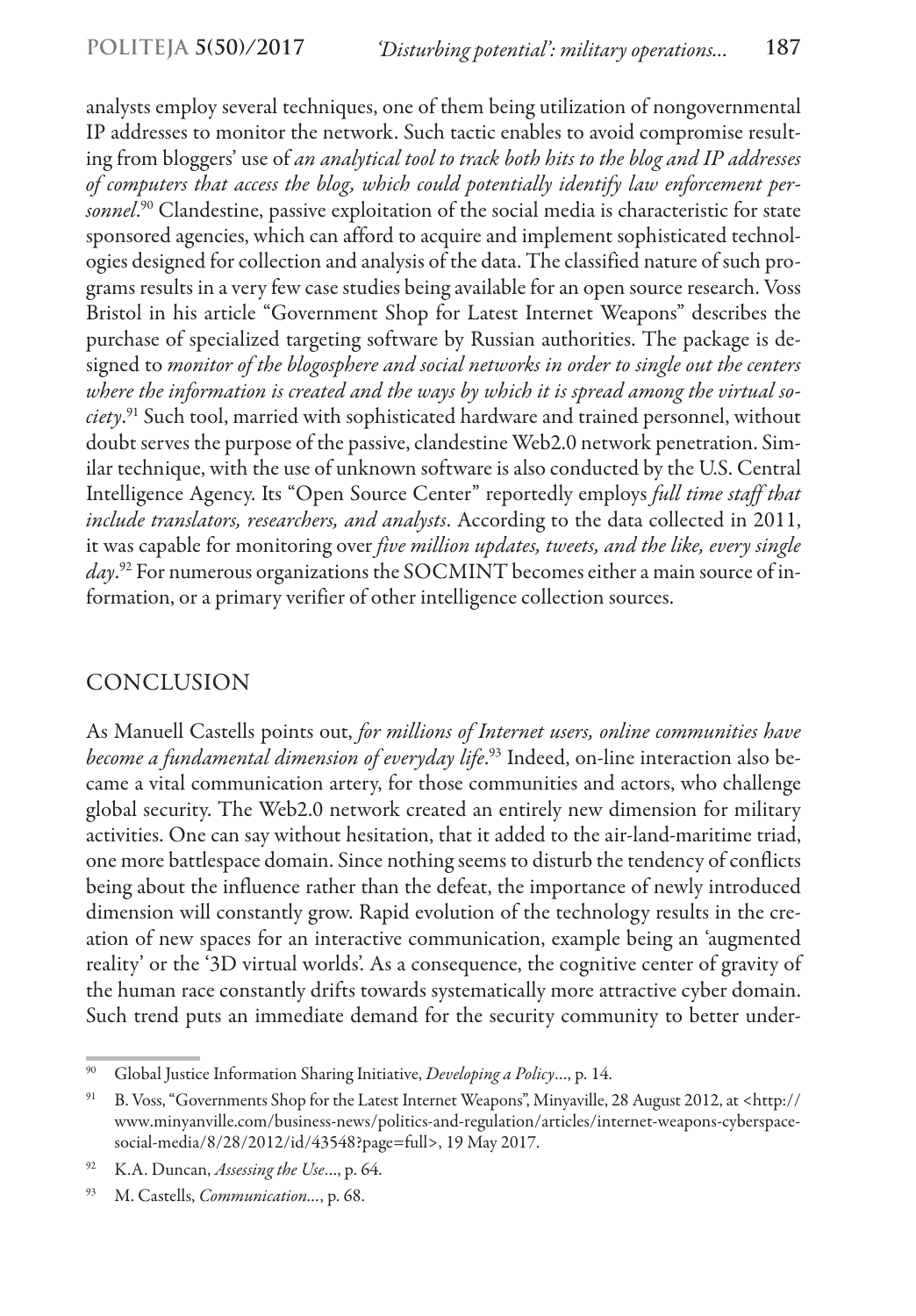analysts employ several techniques, one of them being utilization of nongovernmental IP addresses to monitor the network. Such tactic enables to avoid compromise resulting from bloggers' use of *an analytical tool to track both hits to the blog and IP addresses of computers that access the blog, which could potentially identify law enforcement personnel*.[90] Clandestine, passive exploitation of the social media is characteristic for state sponsored agencies, which can afford to acquire and implement sophisticated technologies designed for collection and analysis of the data. The classified nature of such programs results in a very few case studies being available for an open source research. Voss Bristol in his article "Government Shop for Latest Internet Weapons" describes the purchase of specialized targeting software by Russian authorities. The package is designed to *monitor of the blogosphere and social networks in order to single out the centers where the information is created and the ways by which it is spread among the virtual society*.[91] Such tool, married with sophisticated hardware and trained personnel, without doubt serves the purpose of the passive, clandestine Web2.0 network penetration. Similar technique, with the use of unknown software is also conducted by the U.S. Central Intelligence Agency. Its "Open Source Center" reportedly employs *full time staff that include translators, researchers, and analysts*. According to the data collected in 2011, it was capable for monitoring over *five million updates, tweets, and the like, every single day*.[92] For numerous organizations the SOCMINT becomes either a main source of information, or a primary verifier of other intelligence collection sources.

## CONCLUSION

As Manuell Castells points out, *for millions of Internet users, online communities have become a fundamental dimension of everyday life*.[93] Indeed, on-line interaction also became a vital communication artery, for those communities and actors, who challenge global security. The Web2.0 network created an entirely new dimension for military activities. One can say without hesitation, that it added to the air-land-maritime triad, one more battlespace domain. Since nothing seems to disturb the tendency of conflicts being about the influence rather than the defeat, the importance of newly introduced dimension will constantly grow. Rapid evolution of the technology results in the creation of new spaces for an interactive communication, example being an 'augmented reality' or the '3D virtual worlds'. As a consequence, the cognitive center of gravity of the human race constantly drifts towards systematically more attractive cyber domain. Such trend puts an immediate demand for the security community to better under-

---

[90] Global Justice Information Sharing Initiative, *Developing a Policy*..., p. 14.

[91] B. Voss, "Governments Shop for the Latest Internet Weapons", Minyaville, 28 August 2012, at <http://www.minyanville.com/business-news/politics-and-regulation/articles/internet-weapons-cyberspace-social-media/8/28/2012/id/43548?page=full>, 19 May 2017.

[92] K.A. Duncan, *Assessing the Use*..., p. 64.

[93] M. Castells, *Communication*..., p. 68.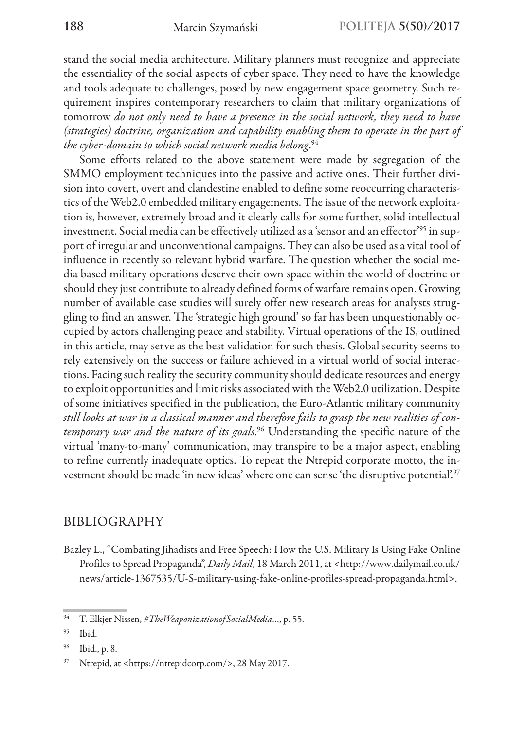stand the social media architecture. Military planners must recognize and appreciate the essentiality of the social aspects of cyber space. They need to have the knowledge and tools adequate to challenges, posed by new engagement space geometry. Such requirement inspires contemporary researchers to claim that military organizations of tomorrow *do not only need to have a presence in the social network, they need to have (strategies) doctrine, organization and capability enabling them to operate in the part of the cyber-domain to which social network media belong*.[94]

Some efforts related to the above statement were made by segregation of the SMMO employment techniques into the passive and active ones. Their further division into covert, overt and clandestine enabled to define some reoccurring characteristics of the Web2.0 embedded military engagements. The issue of the network exploitation is, however, extremely broad and it clearly calls for some further, solid intellectual investment. Social media can be effectively utilized as a 'sensor and an effector'[95] in support of irregular and unconventional campaigns. They can also be used as a vital tool of influence in recently so relevant hybrid warfare. The question whether the social media based military operations deserve their own space within the world of doctrine or should they just contribute to already defined forms of warfare remains open. Growing number of available case studies will surely offer new research areas for analysts struggling to find an answer. The 'strategic high ground' so far has been unquestionably occupied by actors challenging peace and stability. Virtual operations of the IS, outlined in this article, may serve as the best validation for such thesis. Global security seems to rely extensively on the success or failure achieved in a virtual world of social interactions. Facing such reality the security community should dedicate resources and energy to exploit opportunities and limit risks associated with the Web2.0 utilization. Despite of some initiatives specified in the publication, the Euro-Atlantic military community *still looks at war in a classical manner and therefore fails to grasp the new realities of contemporary war and the nature of its goals*.[96] Understanding the specific nature of the virtual 'many-to-many' communication, may transpire to be a major aspect, enabling to refine currently inadequate optics. To repeat the Ntrepid corporate motto, the investment should be made 'in new ideas' where one can sense 'the disruptive potential'.[97]

## BIBLIOGRAPHY

Bazley L., "Combating Jihadists and Free Speech: How the U.S. Military Is Using Fake Online Profiles to Spread Propaganda", *Daily Mail*, 18 March 2011, at <http://www.dailymail.co.uk/news/article-1367535/U-S-military-using-fake-online-profiles-spread-propaganda.html>.

---

[94] T. Elkjer Nissen, *#TheWeaponizationofSocialMedia*..., p. 55.

[95] Ibid.

[96] Ibid., p. 8.

[97] Ntrepid, at <https://ntrepidcorp.com/>, 28 May 2017.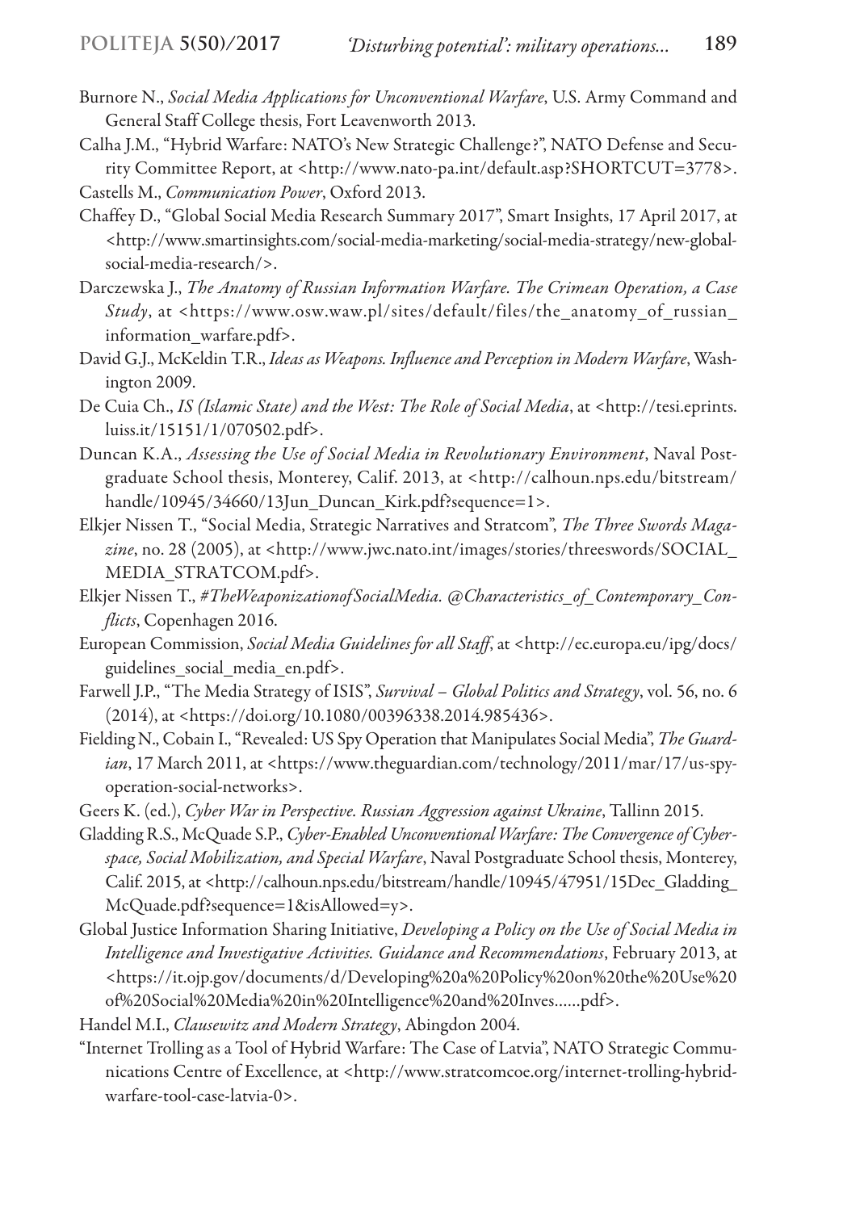Burnore N., *Social Media Applications for Unconventional Warfare*, U.S. Army Command and General Staff College thesis, Fort Leavenworth 2013.

Calha J.M., "Hybrid Warfare: NATO's New Strategic Challenge?", NATO Defense and Security Committee Report, at <http://www.nato-pa.int/default.asp?SHORTCUT=3778>.

Castells M., *Communication Power*, Oxford 2013.

Chaffey D., "Global Social Media Research Summary 2017", Smart Insights, 17 April 2017, at <http://www.smartinsights.com/social-media-marketing/social-media-strategy/new-global-social-media-research/>.

Darczewska J., *The Anatomy of Russian Information Warfare. The Crimean Operation, a Case Study*, at <https://www.osw.waw.pl/sites/default/files/the_anatomy_of_russian_information_warfare.pdf>.

David G.J., McKeldin T.R., *Ideas as Weapons. Influence and Perception in Modern Warfare*, Washington 2009.

De Cuia Ch., *IS (Islamic State) and the West: The Role of Social Media*, at <http://tesi.eprints.luiss.it/15151/1/070502.pdf>.

Duncan K.A., *Assessing the Use of Social Media in Revolutionary Environment*, Naval Postgraduate School thesis, Monterey, Calif. 2013, at <http://calhoun.nps.edu/bitstream/handle/10945/34660/13Jun_Duncan_Kirk.pdf?sequence=1>.

Elkjer Nissen T., "Social Media, Strategic Narratives and Stratcom", *The Three Swords Magazine*, no. 28 (2005), at <http://www.jwc.nato.int/images/stories/threeswords/SOCIAL_MEDIA_STRATCOM.pdf>.

Elkjer Nissen T., *#TheWeaponizationofSocialMedia. @Characteristics_of_Contemporary_Conflicts*, Copenhagen 2016.

European Commission, *Social Media Guidelines for all Staff*, at <http://ec.europa.eu/ipg/docs/guidelines_social_media_en.pdf>.

Farwell J.P., "The Media Strategy of ISIS", *Survival – Global Politics and Strategy*, vol. 56, no. 6 (2014), at <https://doi.org/10.1080/00396338.2014.985436>.

Fielding N., Cobain I., "Revealed: US Spy Operation that Manipulates Social Media", *The Guardian*, 17 March 2011, at <https://www.theguardian.com/technology/2011/mar/17/us-spy-operation-social-networks>.

Geers K. (ed.), *Cyber War in Perspective. Russian Aggression against Ukraine*, Tallinn 2015.

Gladding R.S., McQuade S.P., *Cyber-Enabled Unconventional Warfare: The Convergence of Cyberspace, Social Mobilization, and Special Warfare*, Naval Postgraduate School thesis, Monterey, Calif. 2015, at <http://calhoun.nps.edu/bitstream/handle/10945/47951/15Dec_Gladding_McQuade.pdf?sequence=1&isAllowed=y>.

Global Justice Information Sharing Initiative, *Developing a Policy on the Use of Social Media in Intelligence and Investigative Activities. Guidance and Recommendations*, February 2013, at <https://it.ojp.gov/documents/d/Developing%20a%20Policy%20on%20the%20Use%20of%20Social%20Media%20in%20Intelligence%20and%20Inves......pdf>.

Handel M.I., *Clausewitz and Modern Strategy*, Abingdon 2004.

"Internet Trolling as a Tool of Hybrid Warfare: The Case of Latvia", NATO Strategic Communications Centre of Excellence, at <http://www.stratcomcoe.org/internet-trolling-hybrid-warfare-tool-case-latvia-0>.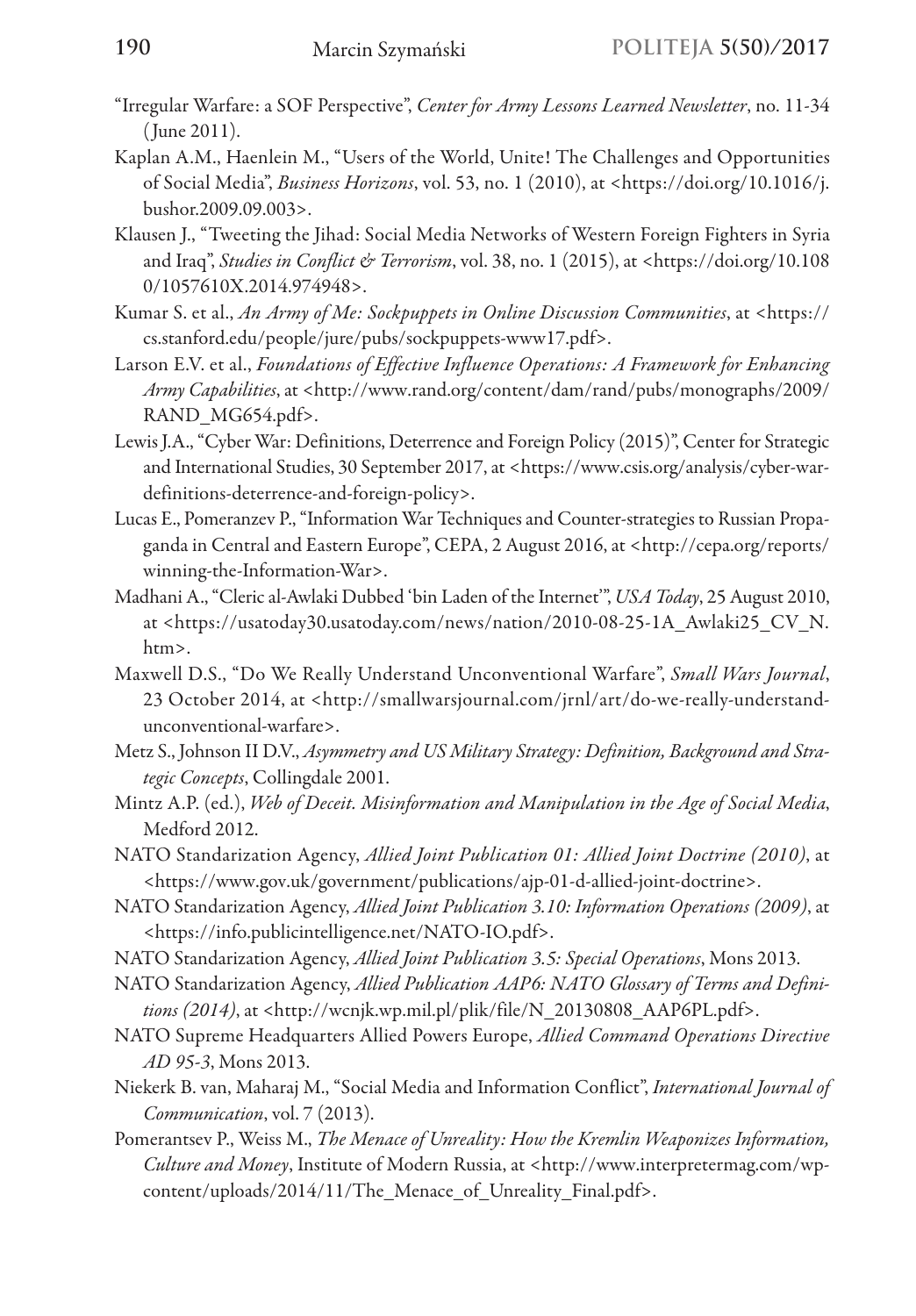"Irregular Warfare: a SOF Perspective", *Center for Army Lessons Learned Newsletter*, no. 11-34 (June 2011).

Kaplan A.M., Haenlein M., "Users of the World, Unite! The Challenges and Opportunities of Social Media", *Business Horizons*, vol. 53, no. 1 (2010), at <https://doi.org/10.1016/j.bushor.2009.09.003>.

Klausen J., "Tweeting the Jihad: Social Media Networks of Western Foreign Fighters in Syria and Iraq", *Studies in Conflict & Terrorism*, vol. 38, no. 1 (2015), at <https://doi.org/10.1080/1057610X.2014.974948>.

Kumar S. et al., *An Army of Me: Sockpuppets in Online Discussion Communities*, at <https://cs.stanford.edu/people/jure/pubs/sockpuppets-www17.pdf>.

Larson E.V. et al., *Foundations of Effective Influence Operations: A Framework for Enhancing Army Capabilities*, at <http://www.rand.org/content/dam/rand/pubs/monographs/2009/RAND_MG654.pdf>.

Lewis J.A., "Cyber War: Definitions, Deterrence and Foreign Policy (2015)", Center for Strategic and International Studies, 30 September 2017, at <https://www.csis.org/analysis/cyber-war-definitions-deterrence-and-foreign-policy>.

Lucas E., Pomeranzev P., "Information War Techniques and Counter-strategies to Russian Propaganda in Central and Eastern Europe", CEPA, 2 August 2016, at <http://cepa.org/reports/winning-the-Information-War>.

Madhani A., "Cleric al-Awlaki Dubbed 'bin Laden of the Internet'", *USA Today*, 25 August 2010, at <https://usatoday30.usatoday.com/news/nation/2010-08-25-1A_Awlaki25_CV_N.htm>.

Maxwell D.S., "Do We Really Understand Unconventional Warfare", *Small Wars Journal*, 23 October 2014, at <http://smallwarsjournal.com/jrnl/art/do-we-really-understand-unconventional-warfare>.

Metz S., Johnson II D.V., *Asymmetry and US Military Strategy: Definition, Background and Strategic Concepts*, Collingdale 2001.

Mintz A.P. (ed.), *Web of Deceit. Misinformation and Manipulation in the Age of Social Media*, Medford 2012.

NATO Standarization Agency, *Allied Joint Publication 01: Allied Joint Doctrine (2010)*, at <https://www.gov.uk/government/publications/ajp-01-d-allied-joint-doctrine>.

NATO Standarization Agency, *Allied Joint Publication 3.10: Information Operations (2009)*, at <https://info.publicintelligence.net/NATO-IO.pdf>.

NATO Standarization Agency, *Allied Joint Publication 3.5: Special Operations*, Mons 2013.

NATO Standarization Agency, *Allied Publication AAP6: NATO Glossary of Terms and Definitions (2014)*, at <http://wcnjk.wp.mil.pl/plik/file/N_20130808_AAP6PL.pdf>.

NATO Supreme Headquarters Allied Powers Europe, *Allied Command Operations Directive AD 95-3*, Mons 2013.

Niekerk B. van, Maharaj M., "Social Media and Information Conflict", *International Journal of Communication*, vol. 7 (2013).

Pomerantsev P., Weiss M., *The Menace of Unreality: How the Kremlin Weaponizes Information, Culture and Money*, Institute of Modern Russia, at <http://www.interpretermag.com/wp-content/uploads/2014/11/The_Menace_of_Unreality_Final.pdf>.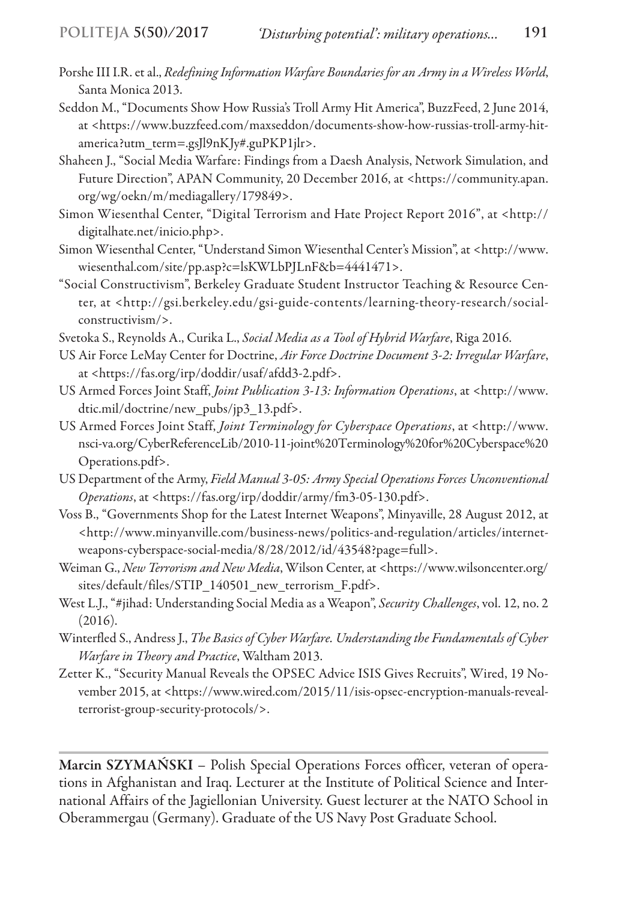Porshe III I.R. et al., *Redefining Information Warfare Boundaries for an Army in a Wireless World*, Santa Monica 2013.

Seddon M., "Documents Show How Russia's Troll Army Hit America", BuzzFeed, 2 June 2014, at <https://www.buzzfeed.com/maxseddon/documents-show-how-russias-troll-army-hit-america?utm_term=.gsJl9nKJy#.guPKP1jlr>.

Shaheen J., "Social Media Warfare: Findings from a Daesh Analysis, Network Simulation, and Future Direction", APAN Community, 20 December 2016, at <https://community.apan.org/wg/oekn/m/mediagallery/179849>.

Simon Wiesenthal Center, "Digital Terrorism and Hate Project Report 2016", at <http://digitalhate.net/inicio.php>.

Simon Wiesenthal Center, "Understand Simon Wiesenthal Center's Mission", at <http://www.wiesenthal.com/site/pp.asp?c=lsKWLbPJLnF&b=4441471>.

"Social Constructivism", Berkeley Graduate Student Instructor Teaching & Resource Center, at <http://gsi.berkeley.edu/gsi-guide-contents/learning-theory-research/social-constructivism/>.

Svetoka S., Reynolds A., Curika L., *Social Media as a Tool of Hybrid Warfare*, Riga 2016.

US Air Force LeMay Center for Doctrine, *Air Force Doctrine Document 3-2: Irregular Warfare*, at <https://fas.org/irp/doddir/usaf/afdd3-2.pdf>.

US Armed Forces Joint Staff, *Joint Publication 3-13: Information Operations*, at <http://www.dtic.mil/doctrine/new_pubs/jp3_13.pdf>.

US Armed Forces Joint Staff, *Joint Terminology for Cyberspace Operations*, at <http://www.nsci-va.org/CyberReferenceLib/2010-11-joint%20Terminology%20for%20Cyberspace%20Operations.pdf>.

US Department of the Army, *Field Manual 3-05: Army Special Operations Forces Unconventional Operations*, at <https://fas.org/irp/doddir/army/fm3-05-130.pdf>.

Voss B., "Governments Shop for the Latest Internet Weapons", Minyaville, 28 August 2012, at <http://www.minyanville.com/business-news/politics-and-regulation/articles/internet-weapons-cyberspace-social-media/8/28/2012/id/43548?page=full>.

Weiman G., *New Terrorism and New Media*, Wilson Center, at <https://www.wilsoncenter.org/sites/default/files/STIP_140501_new_terrorism_F.pdf>.

West L.J., "#jihad: Understanding Social Media as a Weapon", *Security Challenges*, vol. 12, no. 2 (2016).

Winterfled S., Andress J., *The Basics of Cyber Warfare. Understanding the Fundamentals of Cyber Warfare in Theory and Practice*, Waltham 2013.

Zetter K., "Security Manual Reveals the OPSEC Advice ISIS Gives Recruits", Wired, 19 November 2015, at <https://www.wired.com/2015/11/isis-opsec-encryption-manuals-reveal-terrorist-group-security-protocols/>.

---

**Marcin SZYMAŃSKI** – Polish Special Operations Forces officer, veteran of operations in Afghanistan and Iraq. Lecturer at the Institute of Political Science and International Affairs of the Jagiellonian University. Guest lecturer at the NATO School in Oberammergau (Germany). Graduate of the US Navy Post Graduate School.